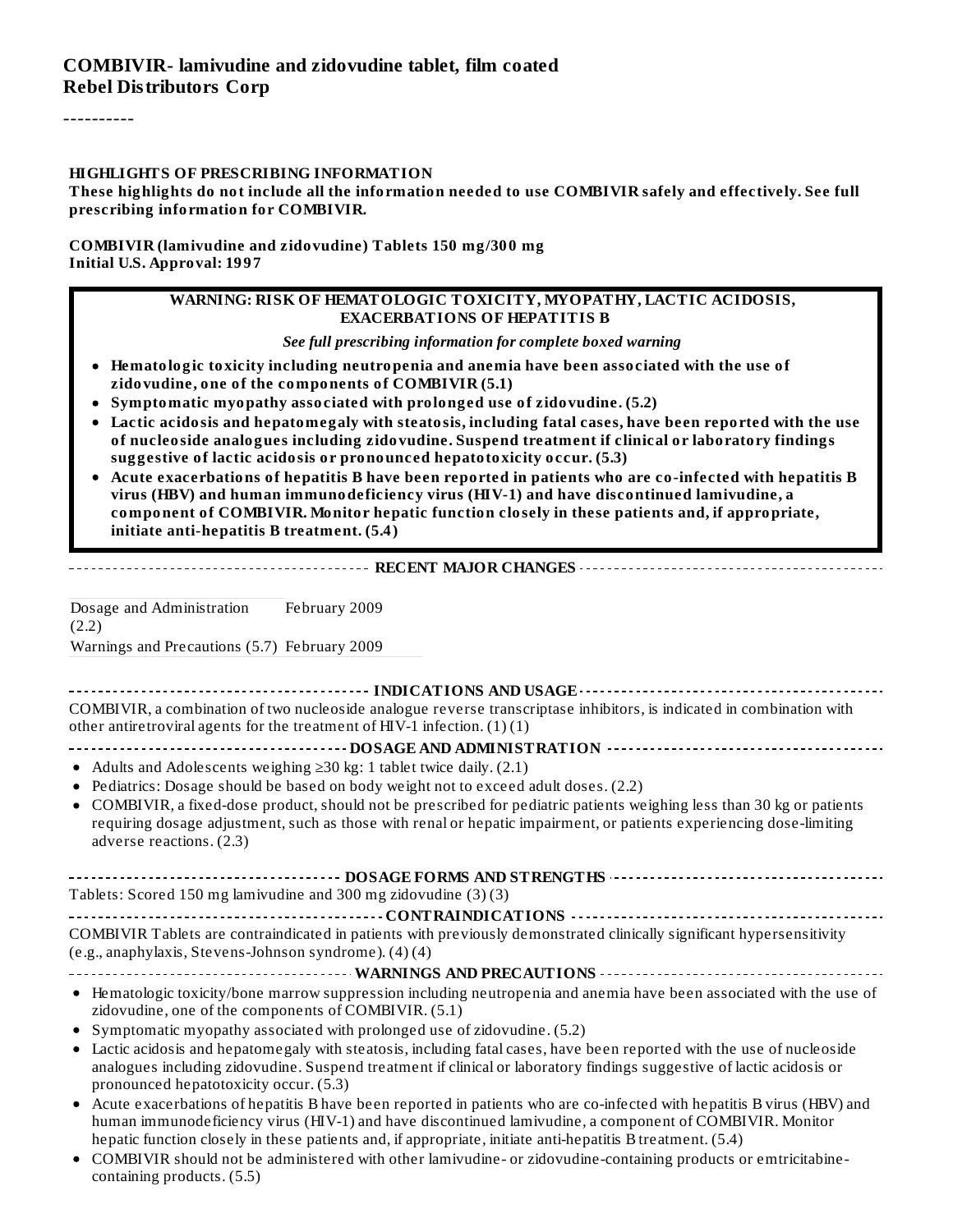# COMBIVIR- lamivudine and zidovudine tablet, film coated
**Rebel Distributors Corp**

----------

**HIGHLIGHTS OF PRESCRIBING INFORMATION**
**These highlights do not include all the information needed to use COMBIVIR safely and effectively. See full prescribing information for COMBIVIR.**

**COMBIVIR (lamivudine and zidovudine) Tablets 150 mg/300 mg**
**Initial U.S. Approval: 1997**

**WARNING: RISK OF HEMATOLOGIC TOXICITY, MYOPATHY, LACTIC ACIDOSIS, EXACERBATIONS OF HEPATITIS B**

***See full prescribing information for complete boxed warning***

- **Hematologic toxicity including neutropenia and anemia have been associated with the use of zidovudine, one of the components of COMBIVIR (5.1)**
- **Symptomatic myopathy associated with prolonged use of zidovudine. (5.2)**
- **Lactic acidosis and hepatomegaly with steatosis, including fatal cases, have been reported with the use of nucleoside analogues including zidovudine. Suspend treatment if clinical or laboratory findings suggestive of lactic acidosis or pronounced hepatotoxicity occur. (5.3)**
- **Acute exacerbations of hepatitis B have been reported in patients who are co-infected with hepatitis B virus (HBV) and human immunodeficiency virus (HIV-1) and have discontinued lamivudine, a component of COMBIVIR. Monitor hepatic function closely in these patients and, if appropriate, initiate anti-hepatitis B treatment. (5.4)**

## RECENT MAJOR CHANGES

| | |
|---|---|
| Dosage and Administration (2.2) | February 2009 |
| Warnings and Precautions (5.7) | February 2009 |

## INDICATIONS AND USAGE

COMBIVIR, a combination of two nucleoside analogue reverse transcriptase inhibitors, is indicated in combination with other antiretroviral agents for the treatment of HIV-1 infection. (1) (1)

## DOSAGE AND ADMINISTRATION

- Adults and Adolescents weighing ≥30 kg: 1 tablet twice daily. (2.1)
- Pediatrics: Dosage should be based on body weight not to exceed adult doses. (2.2)
- COMBIVIR, a fixed-dose product, should not be prescribed for pediatric patients weighing less than 30 kg or patients requiring dosage adjustment, such as those with renal or hepatic impairment, or patients experiencing dose-limiting adverse reactions. (2.3)

## DOSAGE FORMS AND STRENGTHS

Tablets: Scored 150 mg lamivudine and 300 mg zidovudine (3) (3)

## CONTRAINDICATIONS

COMBIVIR Tablets are contraindicated in patients with previously demonstrated clinically significant hypersensitivity (e.g., anaphylaxis, Stevens-Johnson syndrome). (4) (4)

## WARNINGS AND PRECAUTIONS

- Hematologic toxicity/bone marrow suppression including neutropenia and anemia have been associated with the use of zidovudine, one of the components of COMBIVIR. (5.1)
- Symptomatic myopathy associated with prolonged use of zidovudine. (5.2)
- Lactic acidosis and hepatomegaly with steatosis, including fatal cases, have been reported with the use of nucleoside analogues including zidovudine. Suspend treatment if clinical or laboratory findings suggestive of lactic acidosis or pronounced hepatotoxicity occur. (5.3)
- Acute exacerbations of hepatitis B have been reported in patients who are co-infected with hepatitis B virus (HBV) and human immunodeficiency virus (HIV-1) and have discontinued lamivudine, a component of COMBIVIR. Monitor hepatic function closely in these patients and, if appropriate, initiate anti-hepatitis B treatment. (5.4)
- COMBIVIR should not be administered with other lamivudine- or zidovudine-containing products or emtricitabine-containing products. (5.5)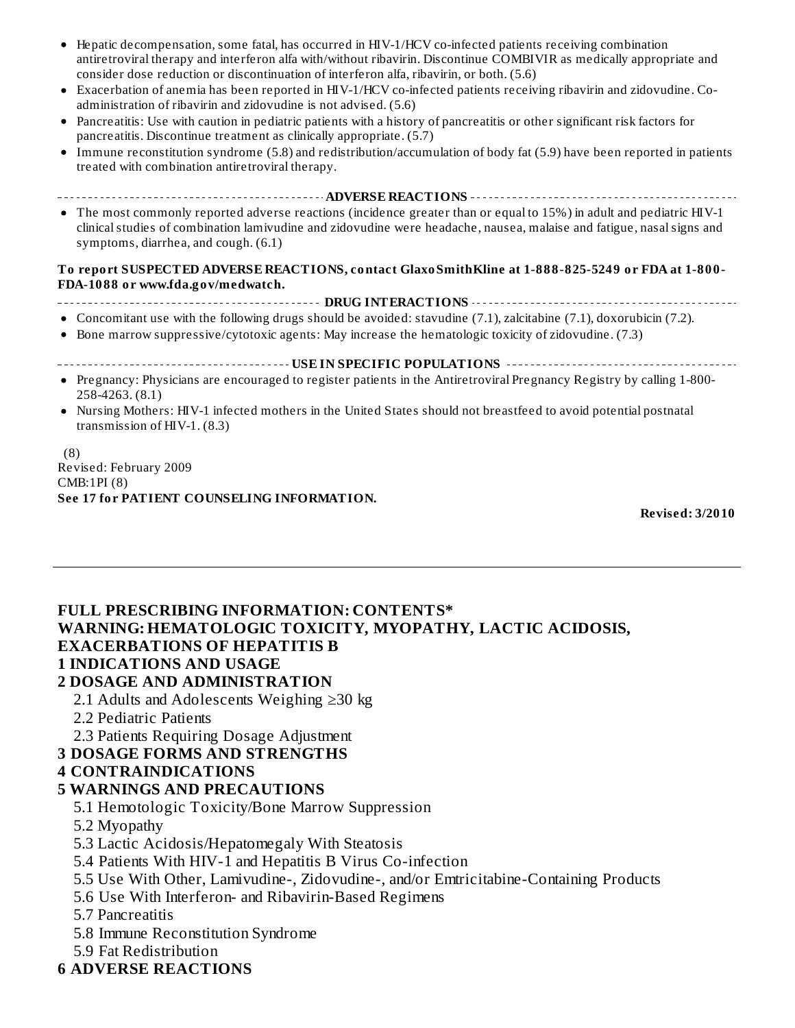- Hepatic decompensation, some fatal, has occurred in HIV-1/HCV co-infected patients receiving combination antiretroviral therapy and interferon alfa with/without ribavirin. Discontinue COMBIVIR as medically appropriate and consider dose reduction or discontinuation of interferon alfa, ribavirin, or both. (5.6)
- Exacerbation of anemia has been reported in HIV-1/HCV co-infected patients receiving ribavirin and zidovudine. Co-administration of ribavirin and zidovudine is not advised. (5.6)
- Pancreatitis: Use with caution in pediatric patients with a history of pancreatitis or other significant risk factors for pancreatitis. Discontinue treatment as clinically appropriate. (5.7)
- Immune reconstitution syndrome (5.8) and redistribution/accumulation of body fat (5.9) have been reported in patients treated with combination antiretroviral therapy.

**ADVERSE REACTIONS**

- The most commonly reported adverse reactions (incidence greater than or equal to 15%) in adult and pediatric HIV-1 clinical studies of combination lamivudine and zidovudine were headache, nausea, malaise and fatigue, nasal signs and symptoms, diarrhea, and cough. (6.1)

**To report SUSPECTED ADVERSE REACTIONS, contact GlaxoSmithKline at 1-888-825-5249 or FDA at 1-800-FDA-1088 or www.fda.gov/medwatch.**

**DRUG INTERACTIONS**

- Concomitant use with the following drugs should be avoided: stavudine (7.1), zalcitabine (7.1), doxorubicin (7.2).
- Bone marrow suppressive/cytotoxic agents: May increase the hematologic toxicity of zidovudine. (7.3)

**USE IN SPECIFIC POPULATIONS**

- Pregnancy: Physicians are encouraged to register patients in the Antiretroviral Pregnancy Registry by calling 1-800-258-4263. (8.1)
- Nursing Mothers: HIV-1 infected mothers in the United States should not breastfeed to avoid potential postnatal transmission of HIV-1. (8.3)

(8)
Revised: February 2009
CMB:1PI (8)
**See 17 for PATIENT COUNSELING INFORMATION.**

**Revised: 3/2010**

---

## FULL PRESCRIBING INFORMATION: CONTENTS*

**WARNING: HEMATOLOGIC TOXICITY, MYOPATHY, LACTIC ACIDOSIS, EXACERBATIONS OF HEPATITIS B**

**1 INDICATIONS AND USAGE**

**2 DOSAGE AND ADMINISTRATION**
- 2.1 Adults and Adolescents Weighing ≥30 kg
- 2.2 Pediatric Patients
- 2.3 Patients Requiring Dosage Adjustment

**3 DOSAGE FORMS AND STRENGTHS**

**4 CONTRAINDICATIONS**

**5 WARNINGS AND PRECAUTIONS**
- 5.1 Hemotologic Toxicity/Bone Marrow Suppression
- 5.2 Myopathy
- 5.3 Lactic Acidosis/Hepatomegaly With Steatosis
- 5.4 Patients With HIV-1 and Hepatitis B Virus Co-infection
- 5.5 Use With Other, Lamivudine-, Zidovudine-, and/or Emtricitabine-Containing Products
- 5.6 Use With Interferon- and Ribavirin-Based Regimens
- 5.7 Pancreatitis
- 5.8 Immune Reconstitution Syndrome
- 5.9 Fat Redistribution

**6 ADVERSE REACTIONS**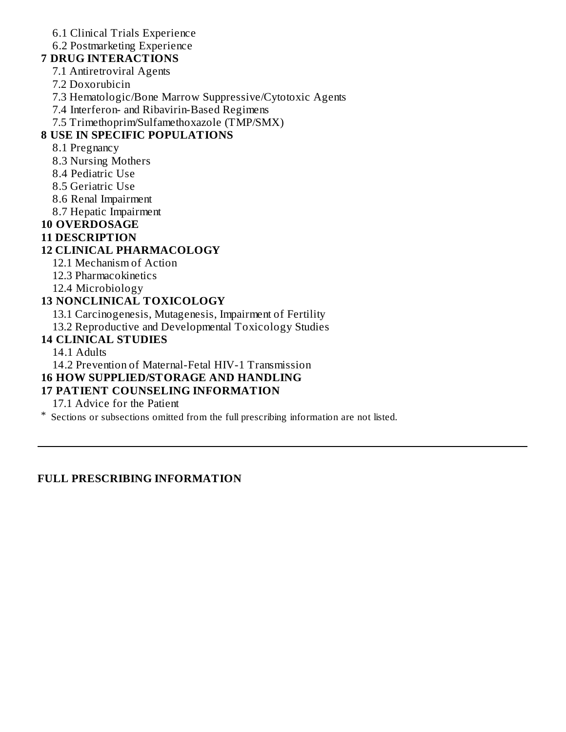6.1 Clinical Trials Experience

6.2 Postmarketing Experience

**7 DRUG INTERACTIONS**

7.1 Antiretroviral Agents

7.2 Doxorubicin

7.3 Hematologic/Bone Marrow Suppressive/Cytotoxic Agents

7.4 Interferon- and Ribavirin-Based Regimens

7.5 Trimethoprim/Sulfamethoxazole (TMP/SMX)

**8 USE IN SPECIFIC POPULATIONS**

8.1 Pregnancy

8.3 Nursing Mothers

8.4 Pediatric Use

8.5 Geriatric Use

8.6 Renal Impairment

8.7 Hepatic Impairment

**10 OVERDOSAGE**

**11 DESCRIPTION**

**12 CLINICAL PHARMACOLOGY**

12.1 Mechanism of Action

12.3 Pharmacokinetics

12.4 Microbiology

**13 NONCLINICAL TOXICOLOGY**

13.1 Carcinogenesis, Mutagenesis, Impairment of Fertility

13.2 Reproductive and Developmental Toxicology Studies

**14 CLINICAL STUDIES**

14.1 Adults

14.2 Prevention of Maternal-Fetal HIV-1 Transmission

**16 HOW SUPPLIED/STORAGE AND HANDLING**

**17 PATIENT COUNSELING INFORMATION**

17.1 Advice for the Patient

* Sections or subsections omitted from the full prescribing information are not listed.

---

## FULL PRESCRIBING INFORMATION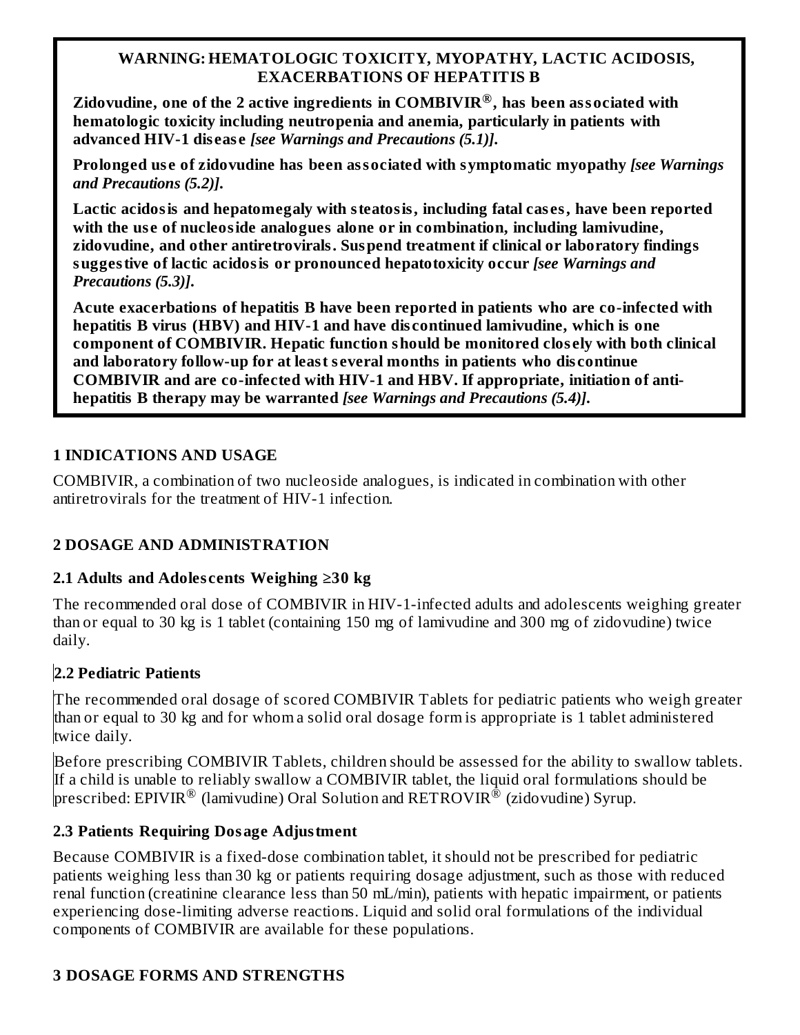**WARNING: HEMATOLOGIC TOXICITY, MYOPATHY, LACTIC ACIDOSIS, EXACERBATIONS OF HEPATITIS B**

**Zidovudine, one of the 2 active ingredients in COMBIVIR®, has been associated with hematologic toxicity including neutropenia and anemia, particularly in patients with advanced HIV-1 disease** ***[see Warnings and Precautions (5.1)].***

**Prolonged use of zidovudine has been associated with symptomatic myopathy** ***[see Warnings and Precautions (5.2)].***

**Lactic acidosis and hepatomegaly with steatosis, including fatal cases, have been reported with the use of nucleoside analogues alone or in combination, including lamivudine, zidovudine, and other antiretrovirals. Suspend treatment if clinical or laboratory findings suggestive of lactic acidosis or pronounced hepatotoxicity occur** ***[see Warnings and Precautions (5.3)].***

**Acute exacerbations of hepatitis B have been reported in patients who are co-infected with hepatitis B virus (HBV) and HIV-1 and have discontinued lamivudine, which is one component of COMBIVIR. Hepatic function should be monitored closely with both clinical and laboratory follow-up for at least several months in patients who discontinue COMBIVIR and are co-infected with HIV-1 and HBV. If appropriate, initiation of anti-hepatitis B therapy may be warranted** ***[see Warnings and Precautions (5.4)].***

## 1 INDICATIONS AND USAGE

COMBIVIR, a combination of two nucleoside analogues, is indicated in combination with other antiretrovirals for the treatment of HIV-1 infection.

## 2 DOSAGE AND ADMINISTRATION

### 2.1 Adults and Adolescents Weighing ≥30 kg

The recommended oral dose of COMBIVIR in HIV-1-infected adults and adolescents weighing greater than or equal to 30 kg is 1 tablet (containing 150 mg of lamivudine and 300 mg of zidovudine) twice daily.

### 2.2 Pediatric Patients

The recommended oral dosage of scored COMBIVIR Tablets for pediatric patients who weigh greater than or equal to 30 kg and for whom a solid oral dosage form is appropriate is 1 tablet administered twice daily.

Before prescribing COMBIVIR Tablets, children should be assessed for the ability to swallow tablets. If a child is unable to reliably swallow a COMBIVIR tablet, the liquid oral formulations should be prescribed: EPIVIR® (lamivudine) Oral Solution and RETROVIR® (zidovudine) Syrup.

### 2.3 Patients Requiring Dosage Adjustment

Because COMBIVIR is a fixed-dose combination tablet, it should not be prescribed for pediatric patients weighing less than 30 kg or patients requiring dosage adjustment, such as those with reduced renal function (creatinine clearance less than 50 mL/min), patients with hepatic impairment, or patients experiencing dose-limiting adverse reactions. Liquid and solid oral formulations of the individual components of COMBIVIR are available for these populations.

## 3 DOSAGE FORMS AND STRENGTHS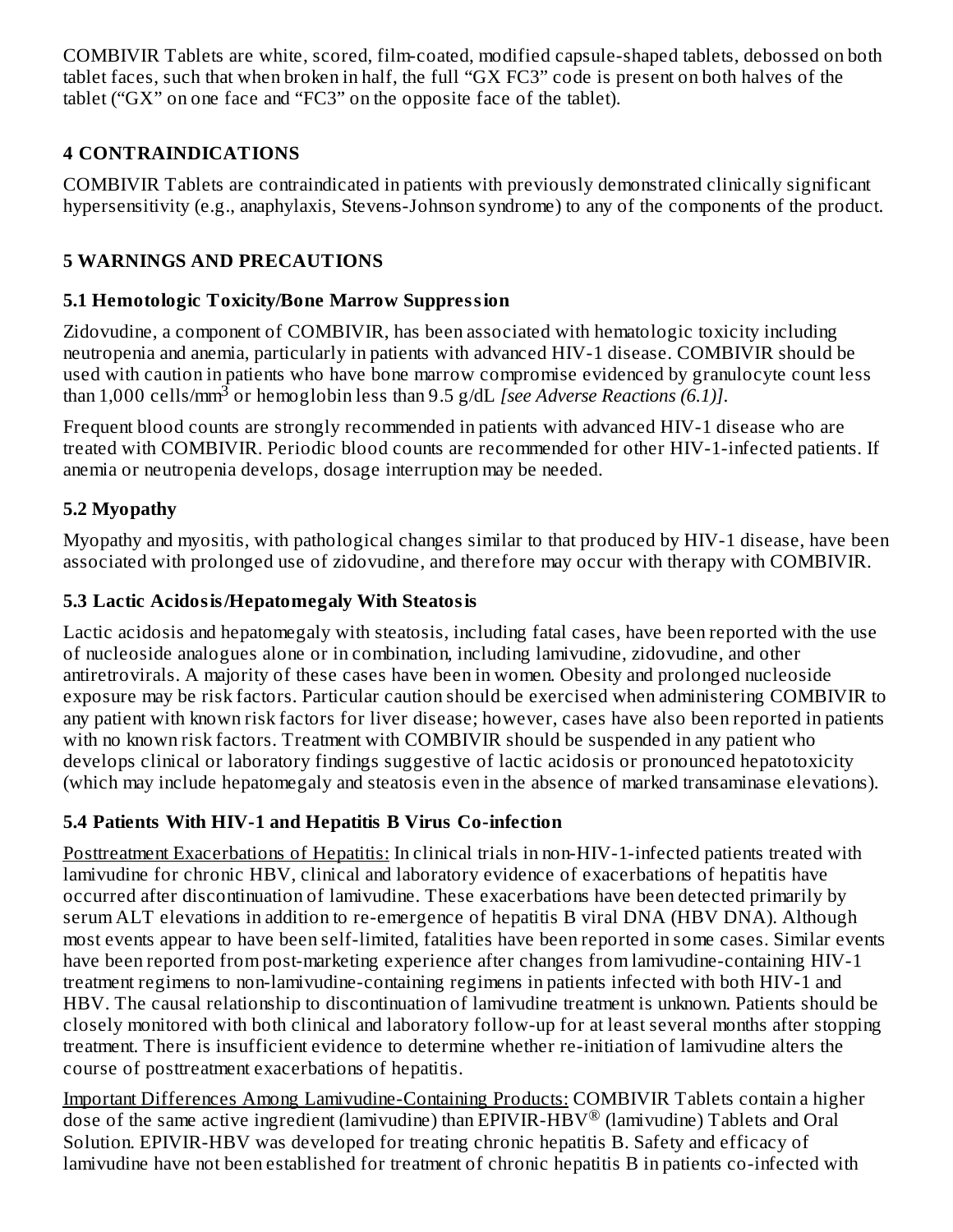COMBIVIR Tablets are white, scored, film-coated, modified capsule-shaped tablets, debossed on both tablet faces, such that when broken in half, the full "GX FC3" code is present on both halves of the tablet ("GX" on one face and "FC3" on the opposite face of the tablet).

## 4 CONTRAINDICATIONS

COMBIVIR Tablets are contraindicated in patients with previously demonstrated clinically significant hypersensitivity (e.g., anaphylaxis, Stevens-Johnson syndrome) to any of the components of the product.

## 5 WARNINGS AND PRECAUTIONS

### 5.1 Hemotologic Toxicity/Bone Marrow Suppression

Zidovudine, a component of COMBIVIR, has been associated with hematologic toxicity including neutropenia and anemia, particularly in patients with advanced HIV-1 disease. COMBIVIR should be used with caution in patients who have bone marrow compromise evidenced by granulocyte count less than 1,000 cells/$mm^3$ or hemoglobin less than 9.5 g/dL *[see Adverse Reactions (6.1)]*.

Frequent blood counts are strongly recommended in patients with advanced HIV-1 disease who are treated with COMBIVIR. Periodic blood counts are recommended for other HIV-1-infected patients. If anemia or neutropenia develops, dosage interruption may be needed.

### 5.2 Myopathy

Myopathy and myositis, with pathological changes similar to that produced by HIV-1 disease, have been associated with prolonged use of zidovudine, and therefore may occur with therapy with COMBIVIR.

### 5.3 Lactic Acidosis/Hepatomegaly With Steatosis

Lactic acidosis and hepatomegaly with steatosis, including fatal cases, have been reported with the use of nucleoside analogues alone or in combination, including lamivudine, zidovudine, and other antiretrovirals. A majority of these cases have been in women. Obesity and prolonged nucleoside exposure may be risk factors. Particular caution should be exercised when administering COMBIVIR to any patient with known risk factors for liver disease; however, cases have also been reported in patients with no known risk factors. Treatment with COMBIVIR should be suspended in any patient who develops clinical or laboratory findings suggestive of lactic acidosis or pronounced hepatotoxicity (which may include hepatomegaly and steatosis even in the absence of marked transaminase elevations).

### 5.4 Patients With HIV-1 and Hepatitis B Virus Co-infection

Posttreatment Exacerbations of Hepatitis: In clinical trials in non-HIV-1-infected patients treated with lamivudine for chronic HBV, clinical and laboratory evidence of exacerbations of hepatitis have occurred after discontinuation of lamivudine. These exacerbations have been detected primarily by serum ALT elevations in addition to re-emergence of hepatitis B viral DNA (HBV DNA). Although most events appear to have been self-limited, fatalities have been reported in some cases. Similar events have been reported from post-marketing experience after changes from lamivudine-containing HIV-1 treatment regimens to non-lamivudine-containing regimens in patients infected with both HIV-1 and HBV. The causal relationship to discontinuation of lamivudine treatment is unknown. Patients should be closely monitored with both clinical and laboratory follow-up for at least several months after stopping treatment. There is insufficient evidence to determine whether re-initiation of lamivudine alters the course of posttreatment exacerbations of hepatitis.

Important Differences Among Lamivudine-Containing Products: COMBIVIR Tablets contain a higher dose of the same active ingredient (lamivudine) than EPIVIR-HBV® (lamivudine) Tablets and Oral Solution. EPIVIR-HBV was developed for treating chronic hepatitis B. Safety and efficacy of lamivudine have not been established for treatment of chronic hepatitis B in patients co-infected with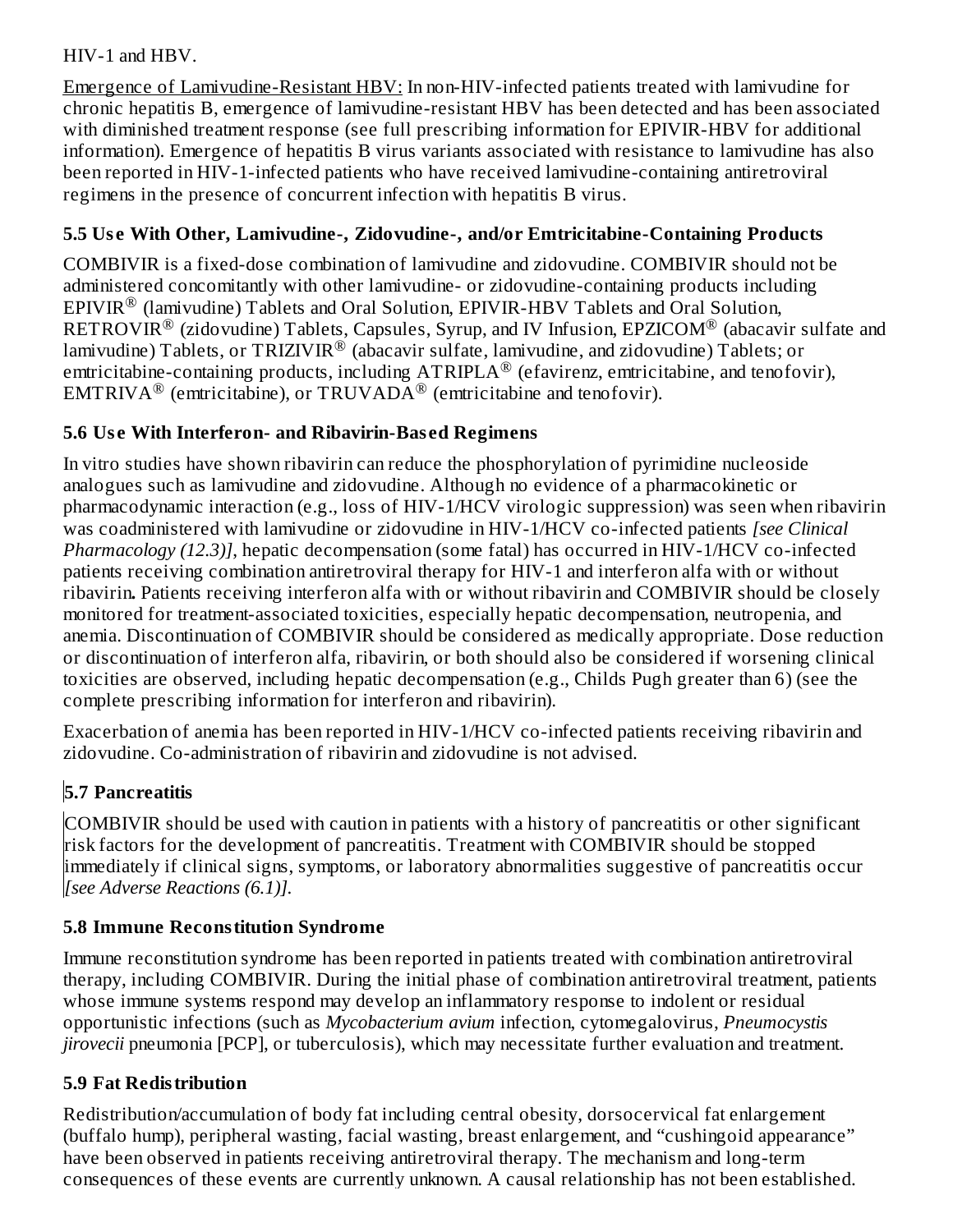HIV-1 and HBV.

Emergence of Lamivudine-Resistant HBV: In non-HIV-infected patients treated with lamivudine for chronic hepatitis B, emergence of lamivudine-resistant HBV has been detected and has been associated with diminished treatment response (see full prescribing information for EPIVIR-HBV for additional information). Emergence of hepatitis B virus variants associated with resistance to lamivudine has also been reported in HIV-1-infected patients who have received lamivudine-containing antiretroviral regimens in the presence of concurrent infection with hepatitis B virus.

### 5.5 Use With Other, Lamivudine-, Zidovudine-, and/or Emtricitabine-Containing Products

COMBIVIR is a fixed-dose combination of lamivudine and zidovudine. COMBIVIR should not be administered concomitantly with other lamivudine- or zidovudine-containing products including EPIVIR® (lamivudine) Tablets and Oral Solution, EPIVIR-HBV Tablets and Oral Solution, RETROVIR® (zidovudine) Tablets, Capsules, Syrup, and IV Infusion, EPZICOM® (abacavir sulfate and lamivudine) Tablets, or TRIZIVIR® (abacavir sulfate, lamivudine, and zidovudine) Tablets; or emtricitabine-containing products, including ATRIPLA® (efavirenz, emtricitabine, and tenofovir), EMTRIVA® (emtricitabine), or TRUVADA® (emtricitabine and tenofovir).

### 5.6 Use With Interferon- and Ribavirin-Based Regimens

In vitro studies have shown ribavirin can reduce the phosphorylation of pyrimidine nucleoside analogues such as lamivudine and zidovudine. Although no evidence of a pharmacokinetic or pharmacodynamic interaction (e.g., loss of HIV-1/HCV virologic suppression) was seen when ribavirin was coadministered with lamivudine or zidovudine in HIV-1/HCV co-infected patients *[see Clinical Pharmacology (12.3)]*, hepatic decompensation (some fatal) has occurred in HIV-1/HCV co-infected patients receiving combination antiretroviral therapy for HIV-1 and interferon alfa with or without ribavirin**.** Patients receiving interferon alfa with or without ribavirin and COMBIVIR should be closely monitored for treatment-associated toxicities, especially hepatic decompensation, neutropenia, and anemia. Discontinuation of COMBIVIR should be considered as medically appropriate. Dose reduction or discontinuation of interferon alfa, ribavirin, or both should also be considered if worsening clinical toxicities are observed, including hepatic decompensation (e.g., Childs Pugh greater than 6) (see the complete prescribing information for interferon and ribavirin).

Exacerbation of anemia has been reported in HIV-1/HCV co-infected patients receiving ribavirin and zidovudine. Co-administration of ribavirin and zidovudine is not advised.

### 5.7 Pancreatitis

COMBIVIR should be used with caution in patients with a history of pancreatitis or other significant risk factors for the development of pancreatitis. Treatment with COMBIVIR should be stopped immediately if clinical signs, symptoms, or laboratory abnormalities suggestive of pancreatitis occur *[see Adverse Reactions (6.1)]*.

### 5.8 Immune Reconstitution Syndrome

Immune reconstitution syndrome has been reported in patients treated with combination antiretroviral therapy, including COMBIVIR. During the initial phase of combination antiretroviral treatment, patients whose immune systems respond may develop an inflammatory response to indolent or residual opportunistic infections (such as *Mycobacterium avium* infection, cytomegalovirus, *Pneumocystis jirovecii* pneumonia [PCP], or tuberculosis), which may necessitate further evaluation and treatment.

### 5.9 Fat Redistribution

Redistribution/accumulation of body fat including central obesity, dorsocervical fat enlargement (buffalo hump), peripheral wasting, facial wasting, breast enlargement, and "cushingoid appearance" have been observed in patients receiving antiretroviral therapy. The mechanism and long-term consequences of these events are currently unknown. A causal relationship has not been established.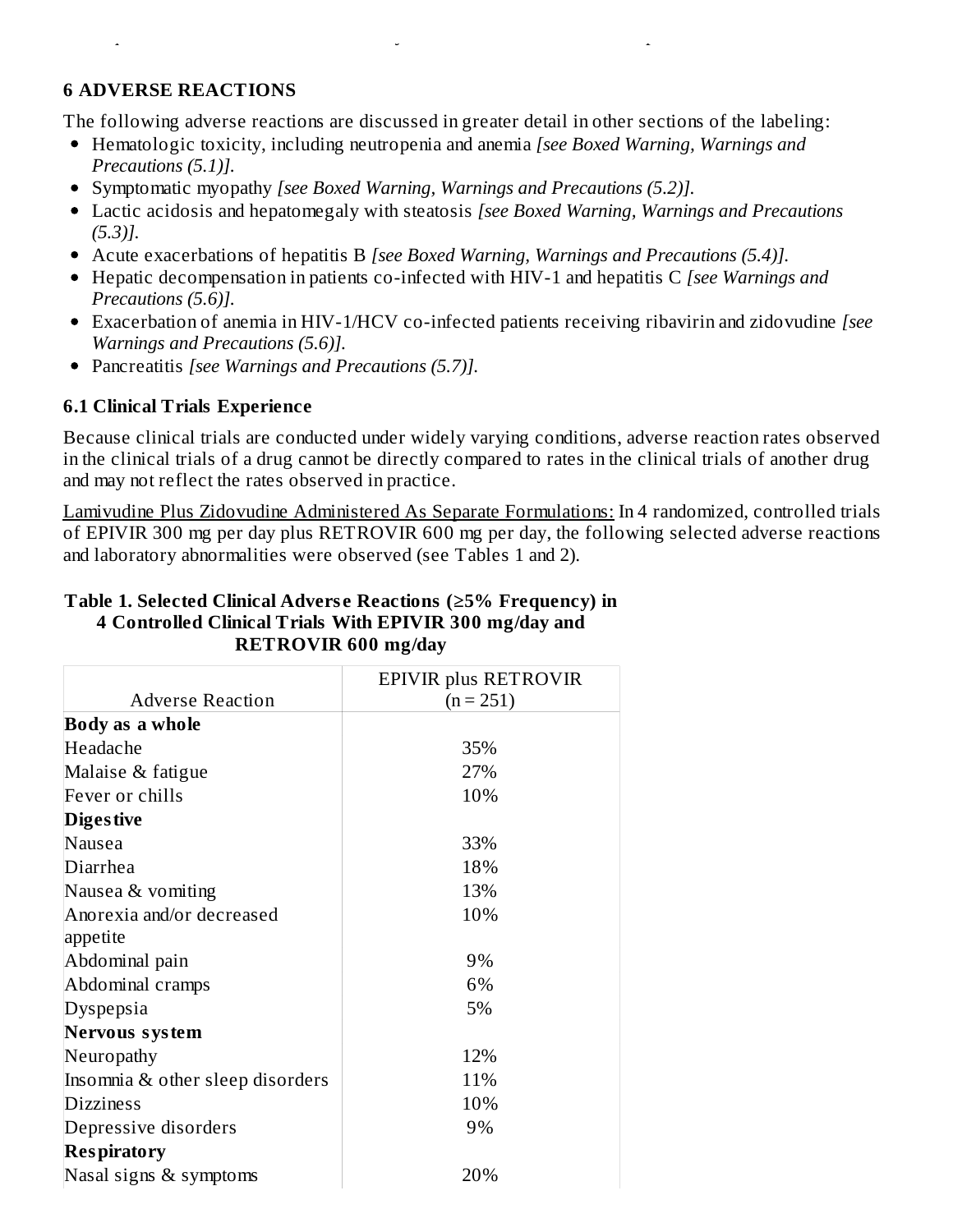## 6 ADVERSE REACTIONS

The following adverse reactions are discussed in greater detail in other sections of the labeling:

- Hematologic toxicity, including neutropenia and anemia *[see Boxed Warning, Warnings and Precautions (5.1)].*
- Symptomatic myopathy *[see Boxed Warning, Warnings and Precautions (5.2)].*
- Lactic acidosis and hepatomegaly with steatosis *[see Boxed Warning, Warnings and Precautions (5.3)].*
- Acute exacerbations of hepatitis B *[see Boxed Warning, Warnings and Precautions (5.4)].*
- Hepatic decompensation in patients co-infected with HIV-1 and hepatitis C *[see Warnings and Precautions (5.6)].*
- Exacerbation of anemia in HIV-1/HCV co-infected patients receiving ribavirin and zidovudine *[see Warnings and Precautions (5.6)].*
- Pancreatitis *[see Warnings and Precautions (5.7)].*

### 6.1 Clinical Trials Experience

Because clinical trials are conducted under widely varying conditions, adverse reaction rates observed in the clinical trials of a drug cannot be directly compared to rates in the clinical trials of another drug and may not reflect the rates observed in practice.

Lamivudine Plus Zidovudine Administered As Separate Formulations: In 4 randomized, controlled trials of EPIVIR 300 mg per day plus RETROVIR 600 mg per day, the following selected adverse reactions and laboratory abnormalities were observed (see Tables 1 and 2).

**Table 1. Selected Clinical Adverse Reactions (≥5% Frequency) in 4 Controlled Clinical Trials With EPIVIR 300 mg/day and RETROVIR 600 mg/day**

| Adverse Reaction | EPIVIR plus RETROVIR (n = 251) |
|---|---|
| **Body as a whole** | |
| Headache | 35% |
| Malaise & fatigue | 27% |
| Fever or chills | 10% |
| **Digestive** | |
| Nausea | 33% |
| Diarrhea | 18% |
| Nausea & vomiting | 13% |
| Anorexia and/or decreased appetite | 10% |
| Abdominal pain | 9% |
| Abdominal cramps | 6% |
| Dyspepsia | 5% |
| **Nervous system** | |
| Neuropathy | 12% |
| Insomnia & other sleep disorders | 11% |
| Dizziness | 10% |
| Depressive disorders | 9% |
| **Respiratory** | |
| Nasal signs & symptoms | 20% |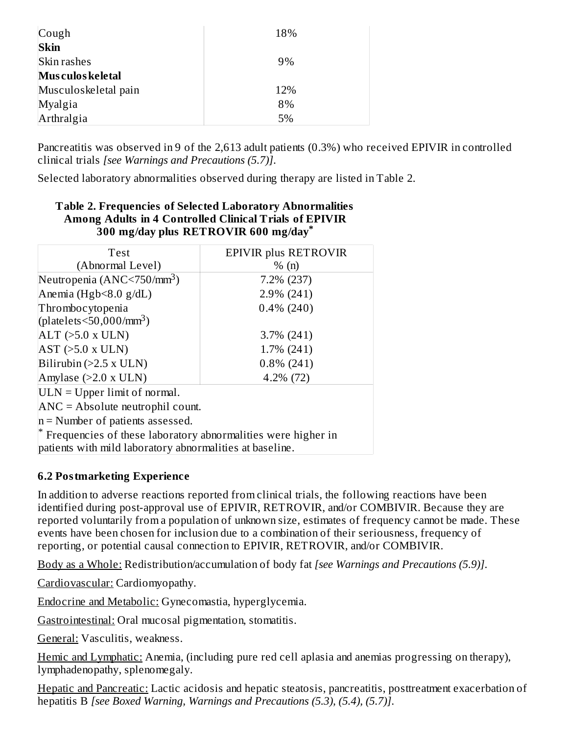| | |
|---|---|
| Cough | 18% |
| **Skin** | |
| Skin rashes | 9% |
| **Musculoskeletal** | |
| Musculoskeletal pain | 12% |
| Myalgia | 8% |
| Arthralgia | 5% |

Pancreatitis was observed in 9 of the 2,613 adult patients (0.3%) who received EPIVIR in controlled clinical trials *[see Warnings and Precautions (5.7)]*.

Selected laboratory abnormalities observed during therapy are listed in Table 2.

**Table 2. Frequencies of Selected Laboratory Abnormalities Among Adults in 4 Controlled Clinical Trials of EPIVIR 300 mg/day plus RETROVIR 600 mg/day***

| Test (Abnormal Level) | EPIVIR plus RETROVIR % (n) |
|---|---|
| Neutropenia (ANC<750/$mm^3$) | 7.2% (237) |
| Anemia (Hgb<8.0 g/dL) | 2.9% (241) |
| Thrombocytopenia (platelets<50,000/$mm^3$) | 0.4% (240) |
| ALT (>5.0 x ULN) | 3.7% (241) |
| AST (>5.0 x ULN) | 1.7% (241) |
| Bilirubin (>2.5 x ULN) | 0.8% (241) |
| Amylase (>2.0 x ULN) | 4.2% (72) |

ULN = Upper limit of normal.

ANC = Absolute neutrophil count.

n = Number of patients assessed.

\* Frequencies of these laboratory abnormalities were higher in patients with mild laboratory abnormalities at baseline.

### 6.2 Postmarketing Experience

In addition to adverse reactions reported from clinical trials, the following reactions have been identified during post-approval use of EPIVIR, RETROVIR, and/or COMBIVIR. Because they are reported voluntarily from a population of unknown size, estimates of frequency cannot be made. These events have been chosen for inclusion due to a combination of their seriousness, frequency of reporting, or potential causal connection to EPIVIR, RETROVIR, and/or COMBIVIR.

Body as a Whole: Redistribution/accumulation of body fat *[see Warnings and Precautions (5.9)]*.

Cardiovascular: Cardiomyopathy.

Endocrine and Metabolic: Gynecomastia, hyperglycemia.

Gastrointestinal: Oral mucosal pigmentation, stomatitis.

General: Vasculitis, weakness.

Hemic and Lymphatic: Anemia, (including pure red cell aplasia and anemias progressing on therapy), lymphadenopathy, splenomegaly.

Hepatic and Pancreatic: Lactic acidosis and hepatic steatosis, pancreatitis, posttreatment exacerbation of hepatitis B *[see Boxed Warning, Warnings and Precautions (5.3), (5.4), (5.7)]*.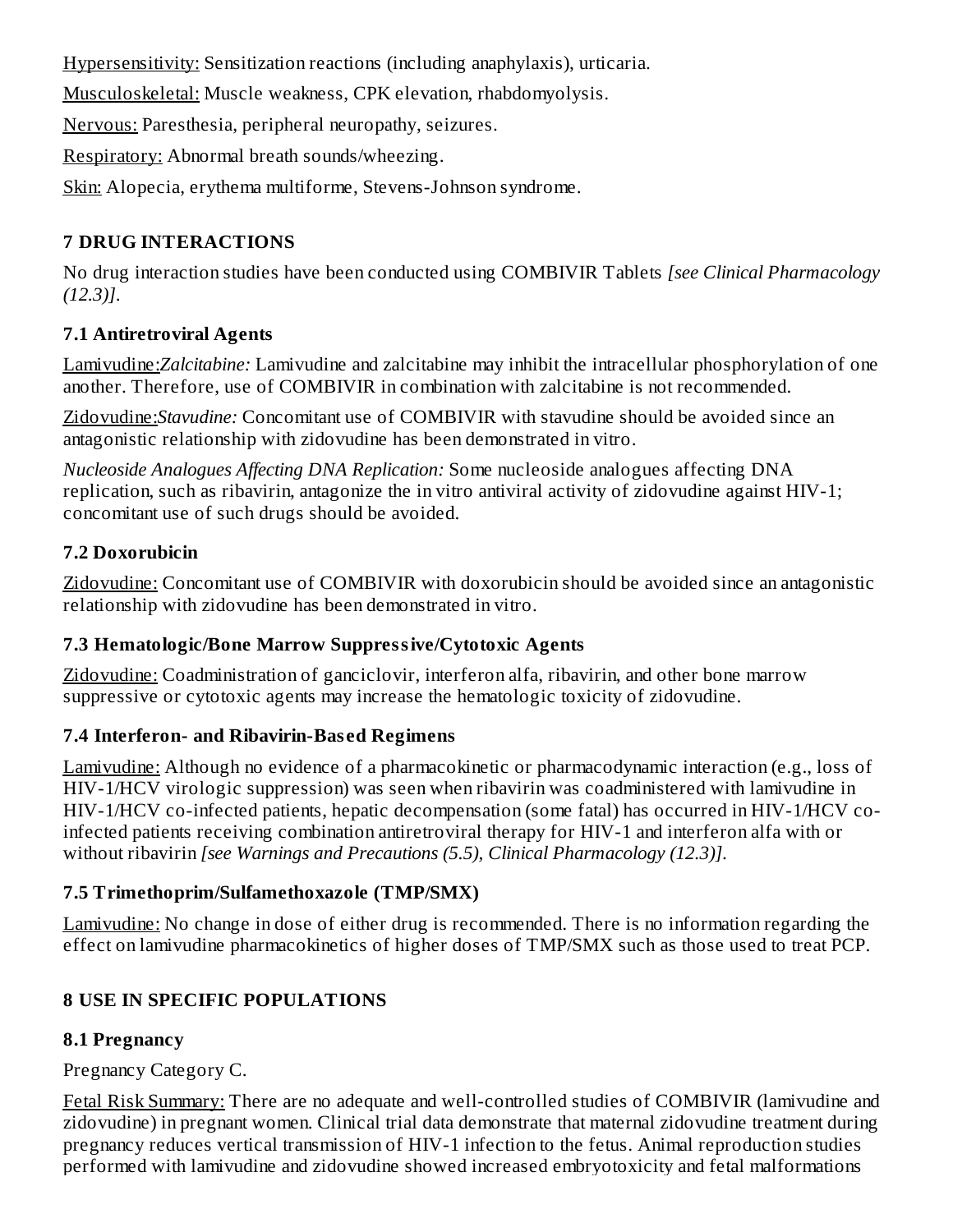Hypersensitivity: Sensitization reactions (including anaphylaxis), urticaria.

Musculoskeletal: Muscle weakness, CPK elevation, rhabdomyolysis.

Nervous: Paresthesia, peripheral neuropathy, seizures.

Respiratory: Abnormal breath sounds/wheezing.

Skin: Alopecia, erythema multiforme, Stevens-Johnson syndrome.

## 7 DRUG INTERACTIONS

No drug interaction studies have been conducted using COMBIVIR Tablets *[see Clinical Pharmacology (12.3)]*.

### 7.1 Antiretroviral Agents

Lamivudine:*Zalcitabine:* Lamivudine and zalcitabine may inhibit the intracellular phosphorylation of one another. Therefore, use of COMBIVIR in combination with zalcitabine is not recommended.

Zidovudine:*Stavudine:* Concomitant use of COMBIVIR with stavudine should be avoided since an antagonistic relationship with zidovudine has been demonstrated in vitro.

*Nucleoside Analogues Affecting DNA Replication:* Some nucleoside analogues affecting DNA replication, such as ribavirin, antagonize the in vitro antiviral activity of zidovudine against HIV-1; concomitant use of such drugs should be avoided.

### 7.2 Doxorubicin

Zidovudine: Concomitant use of COMBIVIR with doxorubicin should be avoided since an antagonistic relationship with zidovudine has been demonstrated in vitro.

### 7.3 Hematologic/Bone Marrow Suppressive/Cytotoxic Agents

Zidovudine: Coadministration of ganciclovir, interferon alfa, ribavirin, and other bone marrow suppressive or cytotoxic agents may increase the hematologic toxicity of zidovudine.

### 7.4 Interferon- and Ribavirin-Based Regimens

Lamivudine: Although no evidence of a pharmacokinetic or pharmacodynamic interaction (e.g., loss of HIV-1/HCV virologic suppression) was seen when ribavirin was coadministered with lamivudine in HIV-1/HCV co-infected patients, hepatic decompensation (some fatal) has occurred in HIV-1/HCV co-infected patients receiving combination antiretroviral therapy for HIV-1 and interferon alfa with or without ribavirin *[see Warnings and Precautions (5.5), Clinical Pharmacology (12.3)]*.

### 7.5 Trimethoprim/Sulfamethoxazole (TMP/SMX)

Lamivudine: No change in dose of either drug is recommended. There is no information regarding the effect on lamivudine pharmacokinetics of higher doses of TMP/SMX such as those used to treat PCP.

## 8 USE IN SPECIFIC POPULATIONS

### 8.1 Pregnancy

Pregnancy Category C.

Fetal Risk Summary: There are no adequate and well-controlled studies of COMBIVIR (lamivudine and zidovudine) in pregnant women. Clinical trial data demonstrate that maternal zidovudine treatment during pregnancy reduces vertical transmission of HIV-1 infection to the fetus. Animal reproduction studies performed with lamivudine and zidovudine showed increased embryotoxicity and fetal malformations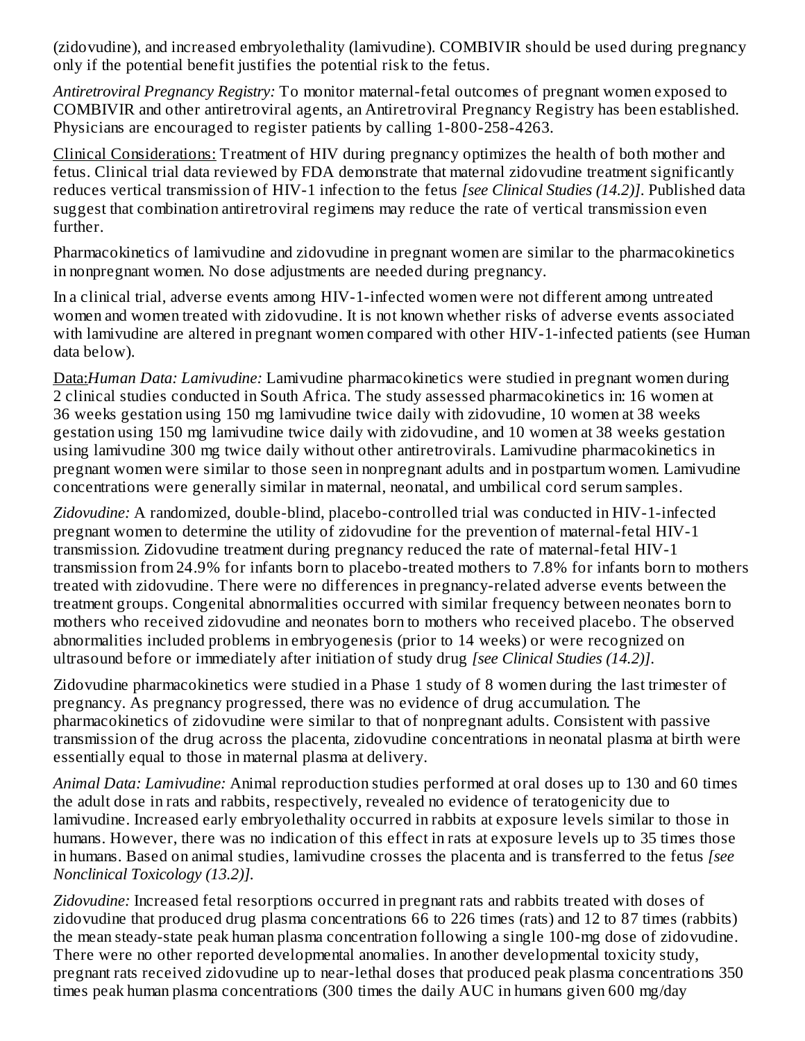(zidovudine), and increased embryolethality (lamivudine). COMBIVIR should be used during pregnancy only if the potential benefit justifies the potential risk to the fetus.

*Antiretroviral Pregnancy Registry:* To monitor maternal-fetal outcomes of pregnant women exposed to COMBIVIR and other antiretroviral agents, an Antiretroviral Pregnancy Registry has been established. Physicians are encouraged to register patients by calling 1-800-258-4263.

Clinical Considerations: Treatment of HIV during pregnancy optimizes the health of both mother and fetus. Clinical trial data reviewed by FDA demonstrate that maternal zidovudine treatment significantly reduces vertical transmission of HIV-1 infection to the fetus *[see Clinical Studies (14.2)]*. Published data suggest that combination antiretroviral regimens may reduce the rate of vertical transmission even further.

Pharmacokinetics of lamivudine and zidovudine in pregnant women are similar to the pharmacokinetics in nonpregnant women. No dose adjustments are needed during pregnancy.

In a clinical trial, adverse events among HIV-1-infected women were not different among untreated women and women treated with zidovudine. It is not known whether risks of adverse events associated with lamivudine are altered in pregnant women compared with other HIV-1-infected patients (see Human data below).

Data:*Human Data: Lamivudine:* Lamivudine pharmacokinetics were studied in pregnant women during 2 clinical studies conducted in South Africa. The study assessed pharmacokinetics in: 16 women at 36 weeks gestation using 150 mg lamivudine twice daily with zidovudine, 10 women at 38 weeks gestation using 150 mg lamivudine twice daily with zidovudine, and 10 women at 38 weeks gestation using lamivudine 300 mg twice daily without other antiretrovirals. Lamivudine pharmacokinetics in pregnant women were similar to those seen in nonpregnant adults and in postpartum women. Lamivudine concentrations were generally similar in maternal, neonatal, and umbilical cord serum samples.

*Zidovudine:* A randomized, double-blind, placebo-controlled trial was conducted in HIV-1-infected pregnant women to determine the utility of zidovudine for the prevention of maternal-fetal HIV-1 transmission. Zidovudine treatment during pregnancy reduced the rate of maternal-fetal HIV-1 transmission from 24.9% for infants born to placebo-treated mothers to 7.8% for infants born to mothers treated with zidovudine. There were no differences in pregnancy-related adverse events between the treatment groups. Congenital abnormalities occurred with similar frequency between neonates born to mothers who received zidovudine and neonates born to mothers who received placebo. The observed abnormalities included problems in embryogenesis (prior to 14 weeks) or were recognized on ultrasound before or immediately after initiation of study drug *[see Clinical Studies (14.2)]*.

Zidovudine pharmacokinetics were studied in a Phase 1 study of 8 women during the last trimester of pregnancy. As pregnancy progressed, there was no evidence of drug accumulation. The pharmacokinetics of zidovudine were similar to that of nonpregnant adults. Consistent with passive transmission of the drug across the placenta, zidovudine concentrations in neonatal plasma at birth were essentially equal to those in maternal plasma at delivery.

*Animal Data: Lamivudine:* Animal reproduction studies performed at oral doses up to 130 and 60 times the adult dose in rats and rabbits, respectively, revealed no evidence of teratogenicity due to lamivudine. Increased early embryolethality occurred in rabbits at exposure levels similar to those in humans. However, there was no indication of this effect in rats at exposure levels up to 35 times those in humans. Based on animal studies, lamivudine crosses the placenta and is transferred to the fetus *[see Nonclinical Toxicology (13.2)]*.

*Zidovudine:* Increased fetal resorptions occurred in pregnant rats and rabbits treated with doses of zidovudine that produced drug plasma concentrations 66 to 226 times (rats) and 12 to 87 times (rabbits) the mean steady-state peak human plasma concentration following a single 100-mg dose of zidovudine. There were no other reported developmental anomalies. In another developmental toxicity study, pregnant rats received zidovudine up to near-lethal doses that produced peak plasma concentrations 350 times peak human plasma concentrations (300 times the daily AUC in humans given 600 mg/day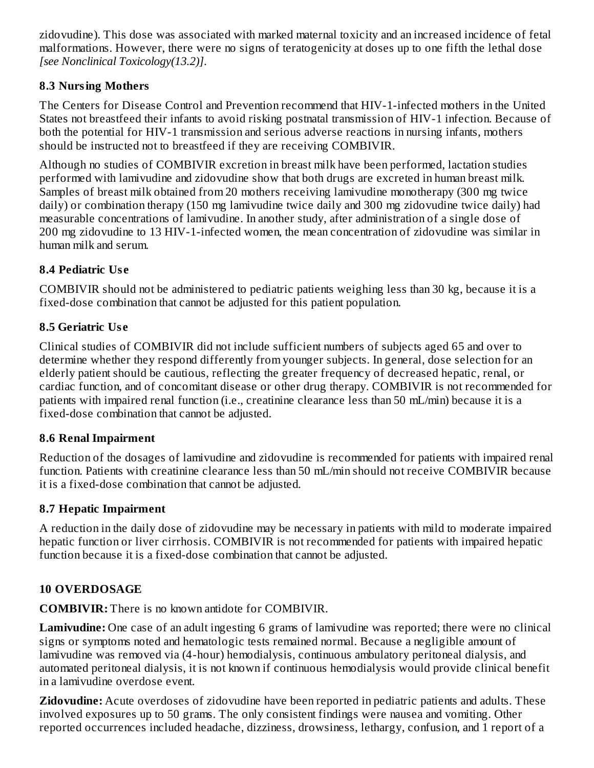zidovudine). This dose was associated with marked maternal toxicity and an increased incidence of fetal malformations. However, there were no signs of teratogenicity at doses up to one fifth the lethal dose *[see Nonclinical Toxicology(13.2)]*.

### 8.3 Nursing Mothers

The Centers for Disease Control and Prevention recommend that HIV-1-infected mothers in the United States not breastfeed their infants to avoid risking postnatal transmission of HIV-1 infection. Because of both the potential for HIV-1 transmission and serious adverse reactions in nursing infants, mothers should be instructed not to breastfeed if they are receiving COMBIVIR.

Although no studies of COMBIVIR excretion in breast milk have been performed, lactation studies performed with lamivudine and zidovudine show that both drugs are excreted in human breast milk. Samples of breast milk obtained from 20 mothers receiving lamivudine monotherapy (300 mg twice daily) or combination therapy (150 mg lamivudine twice daily and 300 mg zidovudine twice daily) had measurable concentrations of lamivudine. In another study, after administration of a single dose of 200 mg zidovudine to 13 HIV-1-infected women, the mean concentration of zidovudine was similar in human milk and serum.

### 8.4 Pediatric Use

COMBIVIR should not be administered to pediatric patients weighing less than 30 kg, because it is a fixed-dose combination that cannot be adjusted for this patient population.

### 8.5 Geriatric Use

Clinical studies of COMBIVIR did not include sufficient numbers of subjects aged 65 and over to determine whether they respond differently from younger subjects. In general, dose selection for an elderly patient should be cautious, reflecting the greater frequency of decreased hepatic, renal, or cardiac function, and of concomitant disease or other drug therapy. COMBIVIR is not recommended for patients with impaired renal function (i.e., creatinine clearance less than 50 mL/min) because it is a fixed-dose combination that cannot be adjusted.

### 8.6 Renal Impairment

Reduction of the dosages of lamivudine and zidovudine is recommended for patients with impaired renal function. Patients with creatinine clearance less than 50 mL/min should not receive COMBIVIR because it is a fixed-dose combination that cannot be adjusted.

### 8.7 Hepatic Impairment

A reduction in the daily dose of zidovudine may be necessary in patients with mild to moderate impaired hepatic function or liver cirrhosis. COMBIVIR is not recommended for patients with impaired hepatic function because it is a fixed-dose combination that cannot be adjusted.

## 10 OVERDOSAGE

**COMBIVIR:** There is no known antidote for COMBIVIR.

**Lamivudine:** One case of an adult ingesting 6 grams of lamivudine was reported; there were no clinical signs or symptoms noted and hematologic tests remained normal. Because a negligible amount of lamivudine was removed via (4-hour) hemodialysis, continuous ambulatory peritoneal dialysis, and automated peritoneal dialysis, it is not known if continuous hemodialysis would provide clinical benefit in a lamivudine overdose event.

**Zidovudine:** Acute overdoses of zidovudine have been reported in pediatric patients and adults. These involved exposures up to 50 grams. The only consistent findings were nausea and vomiting. Other reported occurrences included headache, dizziness, drowsiness, lethargy, confusion, and 1 report of a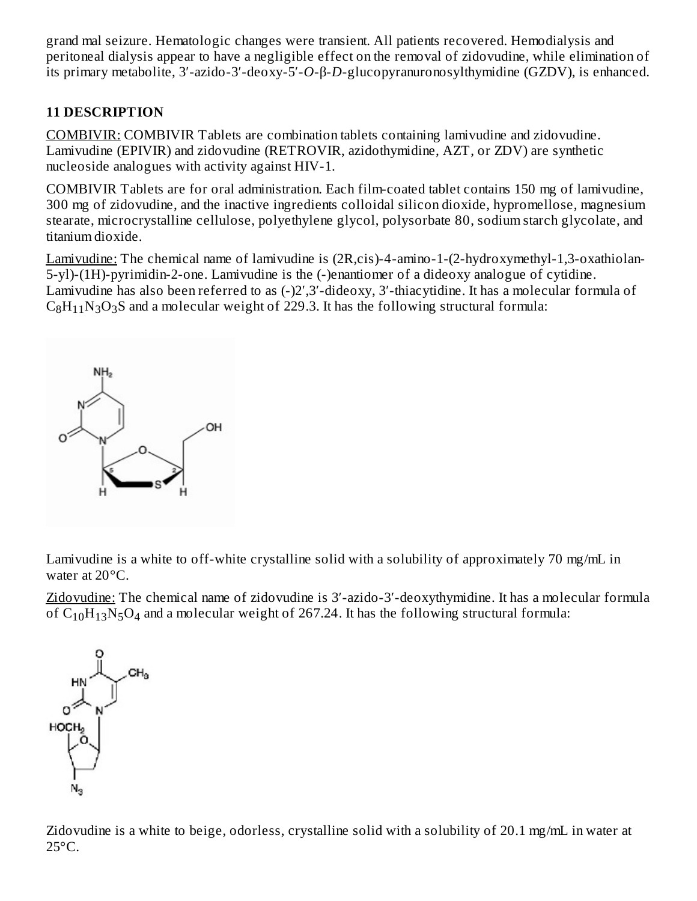grand mal seizure. Hematologic changes were transient. All patients recovered. Hemodialysis and peritoneal dialysis appear to have a negligible effect on the removal of zidovudine, while elimination of its primary metabolite, 3′-azido-3′-deoxy-5′-*O*-β-*D*-glucopyranuronosylthymidine (GZDV), is enhanced.

## 11 DESCRIPTION

COMBIVIR: COMBIVIR Tablets are combination tablets containing lamivudine and zidovudine. Lamivudine (EPIVIR) and zidovudine (RETROVIR, azidothymidine, AZT, or ZDV) are synthetic nucleoside analogues with activity against HIV-1.

COMBIVIR Tablets are for oral administration. Each film-coated tablet contains 150 mg of lamivudine, 300 mg of zidovudine, and the inactive ingredients colloidal silicon dioxide, hypromellose, magnesium stearate, microcrystalline cellulose, polyethylene glycol, polysorbate 80, sodium starch glycolate, and titanium dioxide.

Lamivudine: The chemical name of lamivudine is (2R,cis)-4-amino-1-(2-hydroxymethyl-1,3-oxathiolan-5-yl)-(1H)-pyrimidin-2-one. Lamivudine is the (-)enantiomer of a dideoxy analogue of cytidine. Lamivudine has also been referred to as (-)2′,3′-dideoxy, 3′-thiacytidine. It has a molecular formula of $C_8H_{11}N_3O_3S$ and a molecular weight of 229.3. It has the following structural formula:

Lamivudine is a white to off-white crystalline solid with a solubility of approximately 70 mg/mL in water at 20°C.

Zidovudine: The chemical name of zidovudine is 3′-azido-3′-deoxythymidine. It has a molecular formula of $C_{10}H_{13}N_5O_4$ and a molecular weight of 267.24. It has the following structural formula:

Zidovudine is a white to beige, odorless, crystalline solid with a solubility of 20.1 mg/mL in water at 25°C.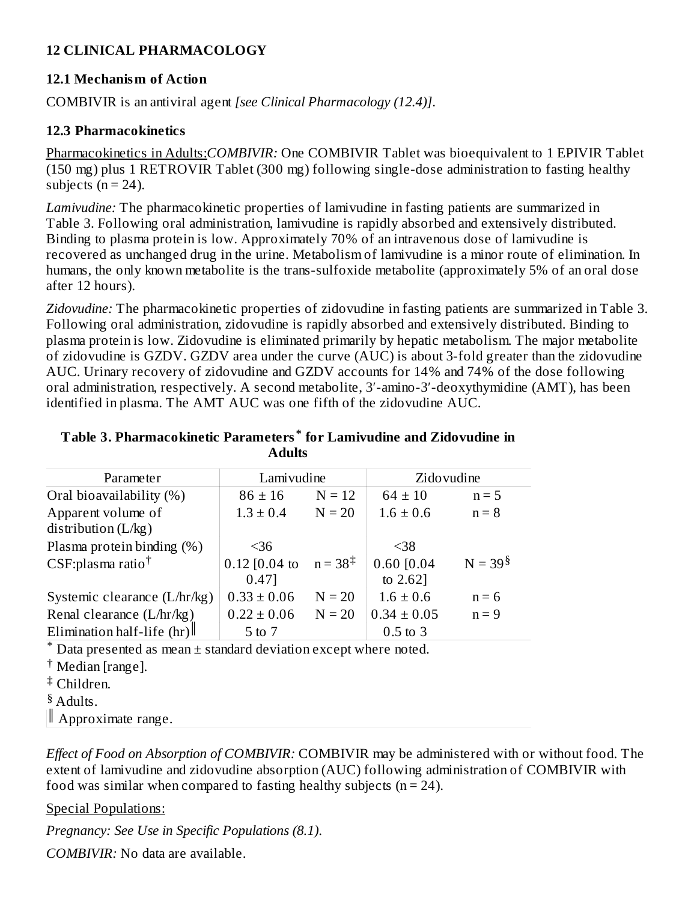## 12 CLINICAL PHARMACOLOGY

### 12.1 Mechanism of Action

COMBIVIR is an antiviral agent *[see Clinical Pharmacology (12.4)]*.

### 12.3 Pharmacokinetics

Pharmacokinetics in Adults:*COMBIVIR:* One COMBIVIR Tablet was bioequivalent to 1 EPIVIR Tablet (150 mg) plus 1 RETROVIR Tablet (300 mg) following single-dose administration to fasting healthy subjects (n = 24).

*Lamivudine:* The pharmacokinetic properties of lamivudine in fasting patients are summarized in Table 3. Following oral administration, lamivudine is rapidly absorbed and extensively distributed. Binding to plasma protein is low. Approximately 70% of an intravenous dose of lamivudine is recovered as unchanged drug in the urine. Metabolism of lamivudine is a minor route of elimination. In humans, the only known metabolite is the trans-sulfoxide metabolite (approximately 5% of an oral dose after 12 hours).

*Zidovudine:* The pharmacokinetic properties of zidovudine in fasting patients are summarized in Table 3. Following oral administration, zidovudine is rapidly absorbed and extensively distributed. Binding to plasma protein is low. Zidovudine is eliminated primarily by hepatic metabolism. The major metabolite of zidovudine is GZDV. GZDV area under the curve (AUC) is about 3-fold greater than the zidovudine AUC. Urinary recovery of zidovudine and GZDV accounts for 14% and 74% of the dose following oral administration, respectively. A second metabolite, 3′-amino-3′-deoxythymidine (AMT), has been identified in plasma. The AMT AUC was one fifth of the zidovudine AUC.

**Table 3. Pharmacokinetic Parameters* for Lamivudine and Zidovudine in Adults**

| Parameter | Lamivudine | | Zidovudine | |
|---|---|---|---|---|
| Oral bioavailability (%) | 86 ± 16 | N = 12 | 64 ± 10 | n = 5 |
| Apparent volume of distribution (L/kg) | 1.3 ± 0.4 | N = 20 | 1.6 ± 0.6 | n = 8 |
| Plasma protein binding (%) | <36 | | <38 | |
| CSF:plasma ratio† | 0.12 [0.04 to 0.47] | n = 38‡ | 0.60 [0.04 to 2.62] | N = 39§ |
| Systemic clearance (L/hr/kg) | 0.33 ± 0.06 | N = 20 | 1.6 ± 0.6 | n = 6 |
| Renal clearance (L/hr/kg) | 0.22 ± 0.06 | N = 20 | 0.34 ± 0.05 | n = 9 |
| Elimination half-life (hr)‖ | 5 to 7 | | 0.5 to 3 | |

* Data presented as mean ± standard deviation except where noted.

† Median [range].

‡ Children.

§ Adults.

‖ Approximate range.

*Effect of Food on Absorption of COMBIVIR:* COMBIVIR may be administered with or without food. The extent of lamivudine and zidovudine absorption (AUC) following administration of COMBIVIR with food was similar when compared to fasting healthy subjects (n = 24).

Special Populations:

*Pregnancy: See Use in Specific Populations (8.1).*

*COMBIVIR:* No data are available.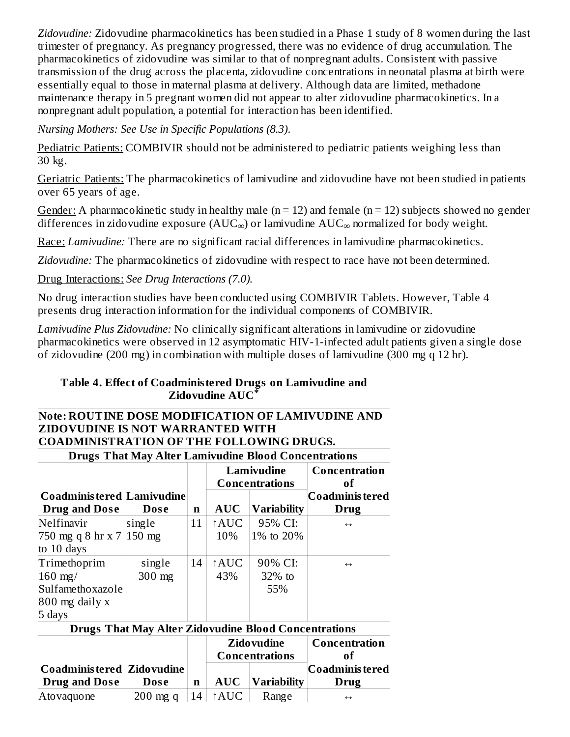*Zidovudine:* Zidovudine pharmacokinetics has been studied in a Phase 1 study of 8 women during the last trimester of pregnancy. As pregnancy progressed, there was no evidence of drug accumulation. The pharmacokinetics of zidovudine was similar to that of nonpregnant adults. Consistent with passive transmission of the drug across the placenta, zidovudine concentrations in neonatal plasma at birth were essentially equal to those in maternal plasma at delivery. Although data are limited, methadone maintenance therapy in 5 pregnant women did not appear to alter zidovudine pharmacokinetics. In a nonpregnant adult population, a potential for interaction has been identified.

*Nursing Mothers: See Use in Specific Populations (8.3).*

Pediatric Patients: COMBIVIR should not be administered to pediatric patients weighing less than 30 kg.

Geriatric Patients: The pharmacokinetics of lamivudine and zidovudine have not been studied in patients over 65 years of age.

Gender: A pharmacokinetic study in healthy male (n = 12) and female (n = 12) subjects showed no gender differences in zidovudine exposure ($AUC_{\infty}$) or lamivudine $AUC_{\infty}$ normalized for body weight.

Race: *Lamivudine:* There are no significant racial differences in lamivudine pharmacokinetics.

*Zidovudine:* The pharmacokinetics of zidovudine with respect to race have not been determined.

Drug Interactions: *See Drug Interactions (7.0).*

No drug interaction studies have been conducted using COMBIVIR Tablets. However, Table 4 presents drug interaction information for the individual components of COMBIVIR.

*Lamivudine Plus Zidovudine:* No clinically significant alterations in lamivudine or zidovudine pharmacokinetics were observed in 12 asymptomatic HIV-1-infected adult patients given a single dose of zidovudine (200 mg) in combination with multiple doses of lamivudine (300 mg q 12 hr).

**Table 4. Effect of Coadministered Drugs on Lamivudine and Zidovudine AUC***

**Note: ROUTINE DOSE MODIFICATION OF LAMIVUDINE AND ZIDOVUDINE IS NOT WARRANTED WITH COADMINISTRATION OF THE FOLLOWING DRUGS.**

| **Drugs That May Alter Lamivudine Blood Concentrations** | | | | | |
|---|---|---|---|---|---|
| | | | **Lamivudine Concentrations** | | **Concentration of** |
| **Coadministered Drug and Dose** | **Lamivudine Dose** | **n** | **AUC** | **Variability** | **Coadministered Drug** |
| Nelfinavir 750 mg q 8 hr x 7 to 10 days | single 150 mg | 11 | ↑AUC 10% | 95% CI: 1% to 20% | ↔ |
| Trimethoprim 160 mg/ Sulfamethoxazole 800 mg daily x 5 days | single 300 mg | 14 | ↑AUC 43% | 90% CI: 32% to 55% | ↔ |
| **Drugs That May Alter Zidovudine Blood Concentrations** | | | | | |
| | | | **Zidovudine Concentrations** | | **Concentration of** |
| **Coadministered Drug and Dose** | **Zidovudine Dose** | **n** | **AUC** | **Variability** | **Coadministered Drug** |
| Atovaquone | 200 mg q | 14 | ↑AUC | Range | ↔ |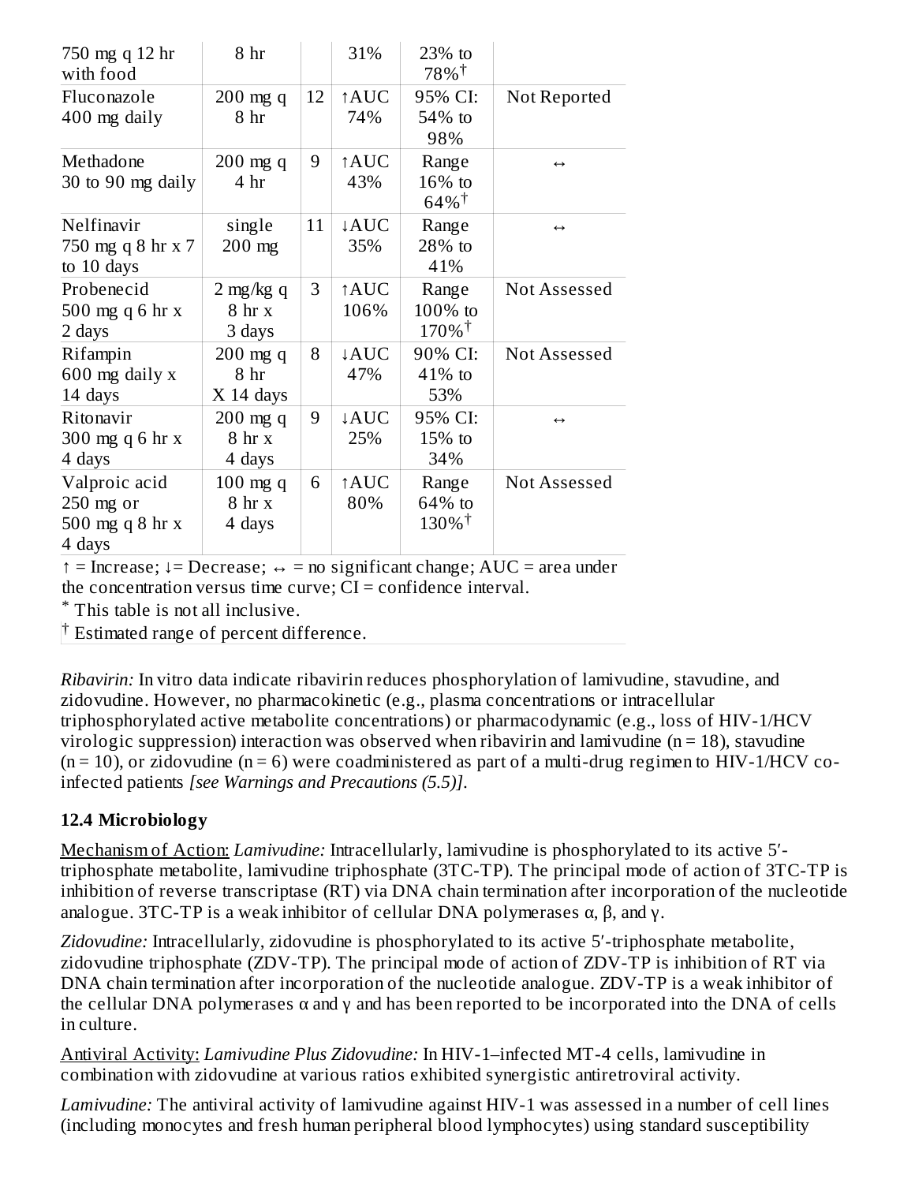| | | | | | |
|---|---|---|---|---|---|
| 750 mg q 12 hr with food | 8 hr | | 31% | 23% to 78%[†] | |
| Fluconazole 400 mg daily | 200 mg q 8 hr | 12 | ↑AUC 74% | 95% CI: 54% to 98% | Not Reported |
| Methadone 30 to 90 mg daily | 200 mg q 4 hr | 9 | ↑AUC 43% | Range 16% to 64%[†] | ↔ |
| Nelfinavir 750 mg q 8 hr x 7 to 10 days | single 200 mg | 11 | ↓AUC 35% | Range 28% to 41% | ↔ |
| Probenecid 500 mg q 6 hr x 2 days | 2 mg/kg q 8 hr x 3 days | 3 | ↑AUC 106% | Range 100% to 170%[†] | Not Assessed |
| Rifampin 600 mg daily x 14 days | 200 mg q 8 hr X 14 days | 8 | ↓AUC 47% | 90% CI: 41% to 53% | Not Assessed |
| Ritonavir 300 mg q 6 hr x 4 days | 200 mg q 8 hr x 4 days | 9 | ↓AUC 25% | 95% CI: 15% to 34% | ↔ |
| Valproic acid 250 mg or 500 mg q 8 hr x 4 days | 100 mg q 8 hr x 4 days | 6 | ↑AUC 80% | Range 64% to 130%[†] | Not Assessed |

↑ = Increase; ↓= Decrease; ↔ = no significant change; AUC = area under the concentration versus time curve; CI = confidence interval.

[*] This table is not all inclusive.

[†] Estimated range of percent difference.

*Ribavirin:* In vitro data indicate ribavirin reduces phosphorylation of lamivudine, stavudine, and zidovudine. However, no pharmacokinetic (e.g., plasma concentrations or intracellular triphosphorylated active metabolite concentrations) or pharmacodynamic (e.g., loss of HIV-1/HCV virologic suppression) interaction was observed when ribavirin and lamivudine (n = 18), stavudine (n = 10), or zidovudine (n = 6) were coadministered as part of a multi-drug regimen to HIV-1/HCV co-infected patients *[see Warnings and Precautions (5.5)]*.

### 12.4 Microbiology

Mechanism of Action: *Lamivudine:* Intracellularly, lamivudine is phosphorylated to its active 5′-triphosphate metabolite, lamivudine triphosphate (3TC-TP). The principal mode of action of 3TC-TP is inhibition of reverse transcriptase (RT) via DNA chain termination after incorporation of the nucleotide analogue. 3TC-TP is a weak inhibitor of cellular DNA polymerases α, β, and γ.

*Zidovudine:* Intracellularly, zidovudine is phosphorylated to its active 5′-triphosphate metabolite, zidovudine triphosphate (ZDV-TP). The principal mode of action of ZDV-TP is inhibition of RT via DNA chain termination after incorporation of the nucleotide analogue. ZDV-TP is a weak inhibitor of the cellular DNA polymerases α and γ and has been reported to be incorporated into the DNA of cells in culture.

Antiviral Activity: *Lamivudine Plus Zidovudine:* In HIV-1–infected MT-4 cells, lamivudine in combination with zidovudine at various ratios exhibited synergistic antiretroviral activity.

*Lamivudine:* The antiviral activity of lamivudine against HIV-1 was assessed in a number of cell lines (including monocytes and fresh human peripheral blood lymphocytes) using standard susceptibility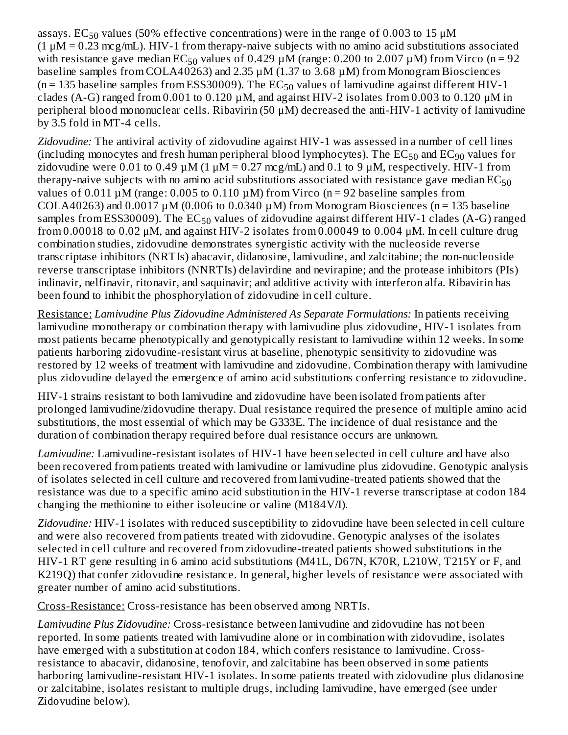assays. $EC_{50}$ values (50% effective concentrations) were in the range of 0.003 to 15 µM (1 µM = 0.23 mcg/mL). HIV-1 from therapy-naive subjects with no amino acid substitutions associated with resistance gave median $EC_{50}$ values of 0.429 µM (range: 0.200 to 2.007 µM) from Virco (n = 92 baseline samples from COLA40263) and 2.35 µM (1.37 to 3.68 µM) from Monogram Biosciences (n = 135 baseline samples from ESS30009). The $EC_{50}$ values of lamivudine against different HIV-1 clades (A-G) ranged from 0.001 to 0.120 µM, and against HIV-2 isolates from 0.003 to 0.120 µM in peripheral blood mononuclear cells. Ribavirin (50 µM) decreased the anti-HIV-1 activity of lamivudine by 3.5 fold in MT-4 cells.

*Zidovudine:* The antiviral activity of zidovudine against HIV-1 was assessed in a number of cell lines (including monocytes and fresh human peripheral blood lymphocytes). The $EC_{50}$ and $EC_{90}$ values for zidovudine were 0.01 to 0.49 µM (1 µM = 0.27 mcg/mL) and 0.1 to 9 µM, respectively. HIV-1 from therapy-naive subjects with no amino acid substitutions associated with resistance gave median $EC_{50}$ values of 0.011 µM (range: 0.005 to 0.110 µM) from Virco (n = 92 baseline samples from COLA40263) and 0.0017 µM (0.006 to 0.0340 µM) from Monogram Biosciences (n = 135 baseline samples from ESS30009). The $EC_{50}$ values of zidovudine against different HIV-1 clades (A-G) ranged from 0.00018 to 0.02 µM, and against HIV-2 isolates from 0.00049 to 0.004 µM. In cell culture drug combination studies, zidovudine demonstrates synergistic activity with the nucleoside reverse transcriptase inhibitors (NRTIs) abacavir, didanosine, lamivudine, and zalcitabine; the non-nucleoside reverse transcriptase inhibitors (NNRTIs) delavirdine and nevirapine; and the protease inhibitors (PIs) indinavir, nelfinavir, ritonavir, and saquinavir; and additive activity with interferon alfa. Ribavirin has been found to inhibit the phosphorylation of zidovudine in cell culture.

Resistance: *Lamivudine Plus Zidovudine Administered As Separate Formulations:* In patients receiving lamivudine monotherapy or combination therapy with lamivudine plus zidovudine, HIV-1 isolates from most patients became phenotypically and genotypically resistant to lamivudine within 12 weeks. In some patients harboring zidovudine-resistant virus at baseline, phenotypic sensitivity to zidovudine was restored by 12 weeks of treatment with lamivudine and zidovudine. Combination therapy with lamivudine plus zidovudine delayed the emergence of amino acid substitutions conferring resistance to zidovudine.

HIV-1 strains resistant to both lamivudine and zidovudine have been isolated from patients after prolonged lamivudine/zidovudine therapy. Dual resistance required the presence of multiple amino acid substitutions, the most essential of which may be G333E. The incidence of dual resistance and the duration of combination therapy required before dual resistance occurs are unknown.

*Lamivudine:* Lamivudine-resistant isolates of HIV-1 have been selected in cell culture and have also been recovered from patients treated with lamivudine or lamivudine plus zidovudine. Genotypic analysis of isolates selected in cell culture and recovered from lamivudine-treated patients showed that the resistance was due to a specific amino acid substitution in the HIV-1 reverse transcriptase at codon 184 changing the methionine to either isoleucine or valine (M184V/I).

*Zidovudine:* HIV-1 isolates with reduced susceptibility to zidovudine have been selected in cell culture and were also recovered from patients treated with zidovudine. Genotypic analyses of the isolates selected in cell culture and recovered from zidovudine-treated patients showed substitutions in the HIV-1 RT gene resulting in 6 amino acid substitutions (M41L, D67N, K70R, L210W, T215Y or F, and K219Q) that confer zidovudine resistance. In general, higher levels of resistance were associated with greater number of amino acid substitutions.

Cross-Resistance: Cross-resistance has been observed among NRTIs.

*Lamivudine Plus Zidovudine:* Cross-resistance between lamivudine and zidovudine has not been reported. In some patients treated with lamivudine alone or in combination with zidovudine, isolates have emerged with a substitution at codon 184, which confers resistance to lamivudine. Cross-resistance to abacavir, didanosine, tenofovir, and zalcitabine has been observed in some patients harboring lamivudine-resistant HIV-1 isolates. In some patients treated with zidovudine plus didanosine or zalcitabine, isolates resistant to multiple drugs, including lamivudine, have emerged (see under Zidovudine below).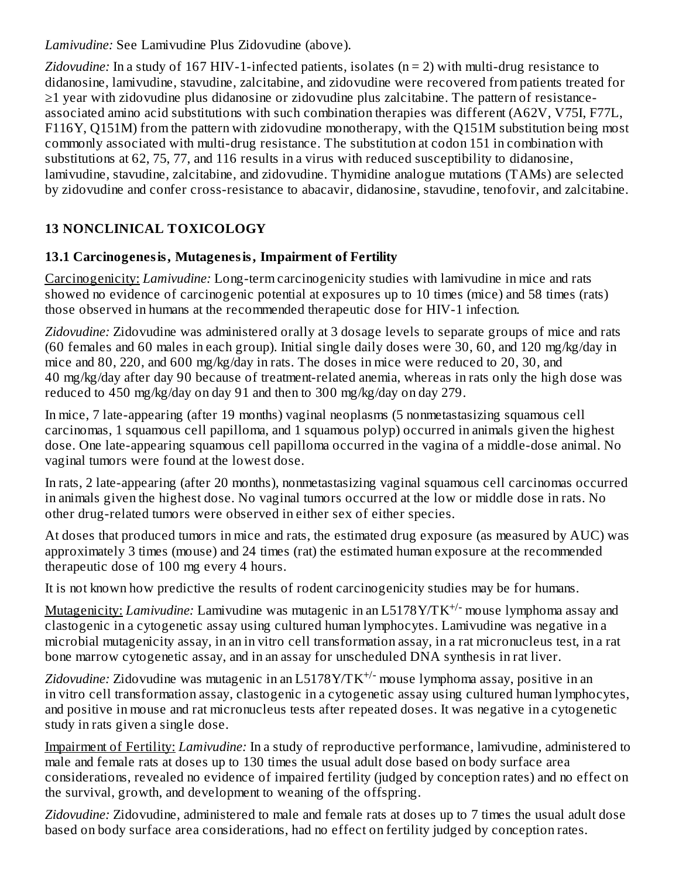*Lamivudine:* See Lamivudine Plus Zidovudine (above).

*Zidovudine:* In a study of 167 HIV-1-infected patients, isolates (n = 2) with multi-drug resistance to didanosine, lamivudine, stavudine, zalcitabine, and zidovudine were recovered from patients treated for ≥1 year with zidovudine plus didanosine or zidovudine plus zalcitabine. The pattern of resistance-associated amino acid substitutions with such combination therapies was different (A62V, V75I, F77L, F116Y, Q151M) from the pattern with zidovudine monotherapy, with the Q151M substitution being most commonly associated with multi-drug resistance. The substitution at codon 151 in combination with substitutions at 62, 75, 77, and 116 results in a virus with reduced susceptibility to didanosine, lamivudine, stavudine, zalcitabine, and zidovudine. Thymidine analogue mutations (TAMs) are selected by zidovudine and confer cross-resistance to abacavir, didanosine, stavudine, tenofovir, and zalcitabine.

## 13 NONCLINICAL TOXICOLOGY

### 13.1 Carcinogenesis, Mutagenesis, Impairment of Fertility

Carcinogenicity: *Lamivudine:* Long-term carcinogenicity studies with lamivudine in mice and rats showed no evidence of carcinogenic potential at exposures up to 10 times (mice) and 58 times (rats) those observed in humans at the recommended therapeutic dose for HIV-1 infection.

*Zidovudine:* Zidovudine was administered orally at 3 dosage levels to separate groups of mice and rats (60 females and 60 males in each group). Initial single daily doses were 30, 60, and 120 mg/kg/day in mice and 80, 220, and 600 mg/kg/day in rats. The doses in mice were reduced to 20, 30, and 40 mg/kg/day after day 90 because of treatment-related anemia, whereas in rats only the high dose was reduced to 450 mg/kg/day on day 91 and then to 300 mg/kg/day on day 279.

In mice, 7 late-appearing (after 19 months) vaginal neoplasms (5 nonmetastasizing squamous cell carcinomas, 1 squamous cell papilloma, and 1 squamous polyp) occurred in animals given the highest dose. One late-appearing squamous cell papilloma occurred in the vagina of a middle-dose animal. No vaginal tumors were found at the lowest dose.

In rats, 2 late-appearing (after 20 months), nonmetastasizing vaginal squamous cell carcinomas occurred in animals given the highest dose. No vaginal tumors occurred at the low or middle dose in rats. No other drug-related tumors were observed in either sex of either species.

At doses that produced tumors in mice and rats, the estimated drug exposure (as measured by AUC) was approximately 3 times (mouse) and 24 times (rat) the estimated human exposure at the recommended therapeutic dose of 100 mg every 4 hours.

It is not known how predictive the results of rodent carcinogenicity studies may be for humans.

Mutagenicity: *Lamivudine:* Lamivudine was mutagenic in an L5178Y/TK$^{+/-}$ mouse lymphoma assay and clastogenic in a cytogenetic assay using cultured human lymphocytes. Lamivudine was negative in a microbial mutagenicity assay, in an in vitro cell transformation assay, in a rat micronucleus test, in a rat bone marrow cytogenetic assay, and in an assay for unscheduled DNA synthesis in rat liver.

*Zidovudine:* Zidovudine was mutagenic in an L5178Y/TK$^{+/-}$ mouse lymphoma assay, positive in an in vitro cell transformation assay, clastogenic in a cytogenetic assay using cultured human lymphocytes, and positive in mouse and rat micronucleus tests after repeated doses. It was negative in a cytogenetic study in rats given a single dose.

Impairment of Fertility: *Lamivudine:* In a study of reproductive performance, lamivudine, administered to male and female rats at doses up to 130 times the usual adult dose based on body surface area considerations, revealed no evidence of impaired fertility (judged by conception rates) and no effect on the survival, growth, and development to weaning of the offspring.

*Zidovudine:* Zidovudine, administered to male and female rats at doses up to 7 times the usual adult dose based on body surface area considerations, had no effect on fertility judged by conception rates.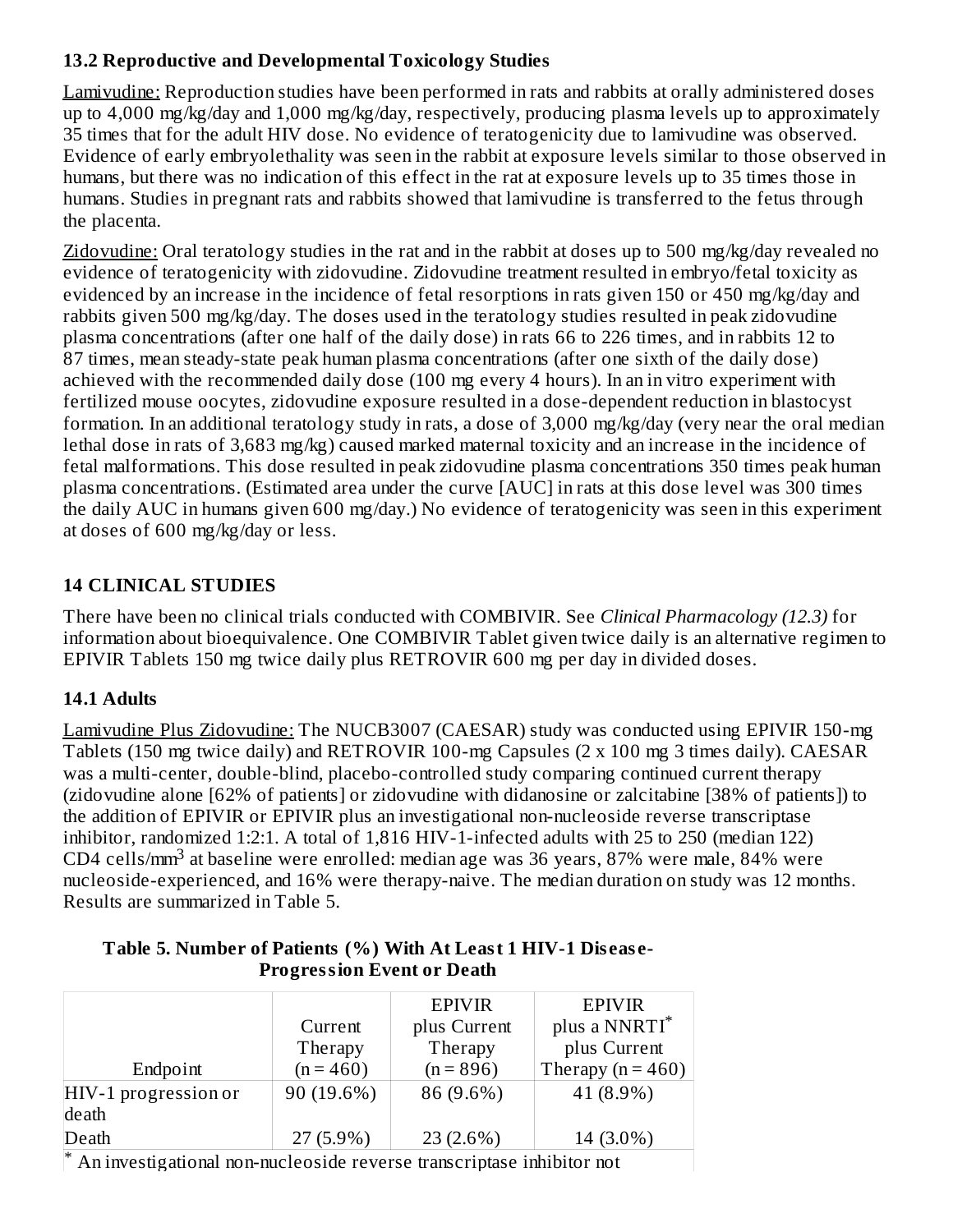## 13.2 Reproductive and Developmental Toxicology Studies

Lamivudine: Reproduction studies have been performed in rats and rabbits at orally administered doses up to 4,000 mg/kg/day and 1,000 mg/kg/day, respectively, producing plasma levels up to approximately 35 times that for the adult HIV dose. No evidence of teratogenicity due to lamivudine was observed. Evidence of early embryolethality was seen in the rabbit at exposure levels similar to those observed in humans, but there was no indication of this effect in the rat at exposure levels up to 35 times those in humans. Studies in pregnant rats and rabbits showed that lamivudine is transferred to the fetus through the placenta.

Zidovudine: Oral teratology studies in the rat and in the rabbit at doses up to 500 mg/kg/day revealed no evidence of teratogenicity with zidovudine. Zidovudine treatment resulted in embryo/fetal toxicity as evidenced by an increase in the incidence of fetal resorptions in rats given 150 or 450 mg/kg/day and rabbits given 500 mg/kg/day. The doses used in the teratology studies resulted in peak zidovudine plasma concentrations (after one half of the daily dose) in rats 66 to 226 times, and in rabbits 12 to 87 times, mean steady-state peak human plasma concentrations (after one sixth of the daily dose) achieved with the recommended daily dose (100 mg every 4 hours). In an in vitro experiment with fertilized mouse oocytes, zidovudine exposure resulted in a dose-dependent reduction in blastocyst formation. In an additional teratology study in rats, a dose of 3,000 mg/kg/day (very near the oral median lethal dose in rats of 3,683 mg/kg) caused marked maternal toxicity and an increase in the incidence of fetal malformations. This dose resulted in peak zidovudine plasma concentrations 350 times peak human plasma concentrations. (Estimated area under the curve [AUC] in rats at this dose level was 300 times the daily AUC in humans given 600 mg/day.) No evidence of teratogenicity was seen in this experiment at doses of 600 mg/kg/day or less.

# 14 CLINICAL STUDIES

There have been no clinical trials conducted with COMBIVIR. See *Clinical Pharmacology (12.3)* for information about bioequivalence. One COMBIVIR Tablet given twice daily is an alternative regimen to EPIVIR Tablets 150 mg twice daily plus RETROVIR 600 mg per day in divided doses.

## 14.1 Adults

Lamivudine Plus Zidovudine: The NUCB3007 (CAESAR) study was conducted using EPIVIR 150-mg Tablets (150 mg twice daily) and RETROVIR 100-mg Capsules (2 x 100 mg 3 times daily). CAESAR was a multi-center, double-blind, placebo-controlled study comparing continued current therapy (zidovudine alone [62% of patients] or zidovudine with didanosine or zalcitabine [38% of patients]) to the addition of EPIVIR or EPIVIR plus an investigational non-nucleoside reverse transcriptase inhibitor, randomized 1:2:1. A total of 1,816 HIV-1-infected adults with 25 to 250 (median 122) CD4 cells/mm$^3$ at baseline were enrolled: median age was 36 years, 87% were male, 84% were nucleoside-experienced, and 16% were therapy-naive. The median duration on study was 12 months. Results are summarized in Table 5.

**Table 5. Number of Patients (%) With At Least 1 HIV-1 Disease-Progression Event or Death**

| Endpoint | Current Therapy (n = 460) | EPIVIR plus Current Therapy (n = 896) | EPIVIR plus a NNRTI* plus Current Therapy (n = 460) |
|---|---|---|---|
| HIV-1 progression or death | 90 (19.6%) | 86 (9.6%) | 41 (8.9%) |
| Death | 27 (5.9%) | 23 (2.6%) | 14 (3.0%) |

* An investigational non-nucleoside reverse transcriptase inhibitor not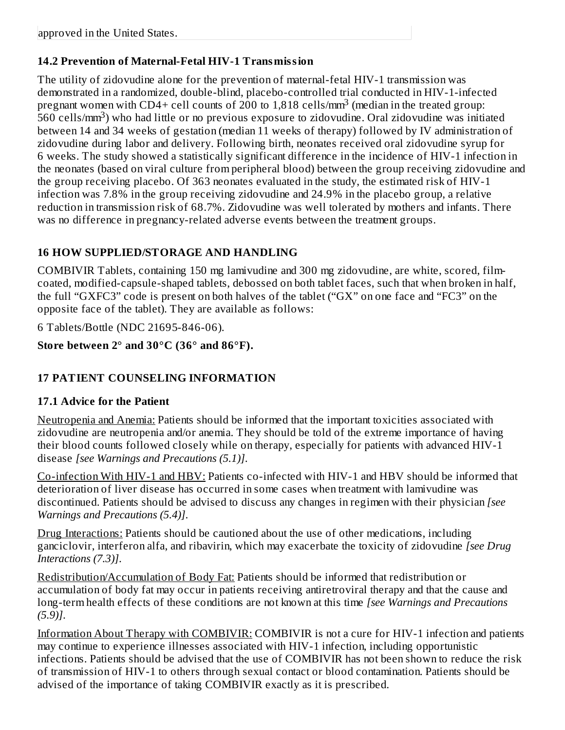approved in the United States.

### 14.2 Prevention of Maternal-Fetal HIV-1 Transmission

The utility of zidovudine alone for the prevention of maternal-fetal HIV-1 transmission was demonstrated in a randomized, double-blind, placebo-controlled trial conducted in HIV-1-infected pregnant women with CD4+ cell counts of 200 to 1,818 cells/mm$^3$ (median in the treated group: 560 cells/mm$^3$) who had little or no previous exposure to zidovudine. Oral zidovudine was initiated between 14 and 34 weeks of gestation (median 11 weeks of therapy) followed by IV administration of zidovudine during labor and delivery. Following birth, neonates received oral zidovudine syrup for 6 weeks. The study showed a statistically significant difference in the incidence of HIV-1 infection in the neonates (based on viral culture from peripheral blood) between the group receiving zidovudine and the group receiving placebo. Of 363 neonates evaluated in the study, the estimated risk of HIV-1 infection was 7.8% in the group receiving zidovudine and 24.9% in the placebo group, a relative reduction in transmission risk of 68.7%. Zidovudine was well tolerated by mothers and infants. There was no difference in pregnancy-related adverse events between the treatment groups.

## 16 HOW SUPPLIED/STORAGE AND HANDLING

COMBIVIR Tablets, containing 150 mg lamivudine and 300 mg zidovudine, are white, scored, film-coated, modified-capsule-shaped tablets, debossed on both tablet faces, such that when broken in half, the full "GXFC3" code is present on both halves of the tablet ("GX" on one face and "FC3" on the opposite face of the tablet). They are available as follows:

6 Tablets/Bottle (NDC 21695-846-06).

**Store between 2° and 30°C (36° and 86°F).**

## 17 PATIENT COUNSELING INFORMATION

### 17.1 Advice for the Patient

Neutropenia and Anemia: Patients should be informed that the important toxicities associated with zidovudine are neutropenia and/or anemia. They should be told of the extreme importance of having their blood counts followed closely while on therapy, especially for patients with advanced HIV-1 disease *[see Warnings and Precautions (5.1)]*.

Co-infection With HIV-1 and HBV: Patients co-infected with HIV-1 and HBV should be informed that deterioration of liver disease has occurred in some cases when treatment with lamivudine was discontinued. Patients should be advised to discuss any changes in regimen with their physician *[see Warnings and Precautions (5.4)]*.

Drug Interactions: Patients should be cautioned about the use of other medications, including ganciclovir, interferon alfa, and ribavirin, which may exacerbate the toxicity of zidovudine *[see Drug Interactions (7.3)]*.

Redistribution/Accumulation of Body Fat: Patients should be informed that redistribution or accumulation of body fat may occur in patients receiving antiretroviral therapy and that the cause and long-term health effects of these conditions are not known at this time *[see Warnings and Precautions (5.9)]*.

Information About Therapy with COMBIVIR: COMBIVIR is not a cure for HIV-1 infection and patients may continue to experience illnesses associated with HIV-1 infection, including opportunistic infections. Patients should be advised that the use of COMBIVIR has not been shown to reduce the risk of transmission of HIV-1 to others through sexual contact or blood contamination. Patients should be advised of the importance of taking COMBIVIR exactly as it is prescribed.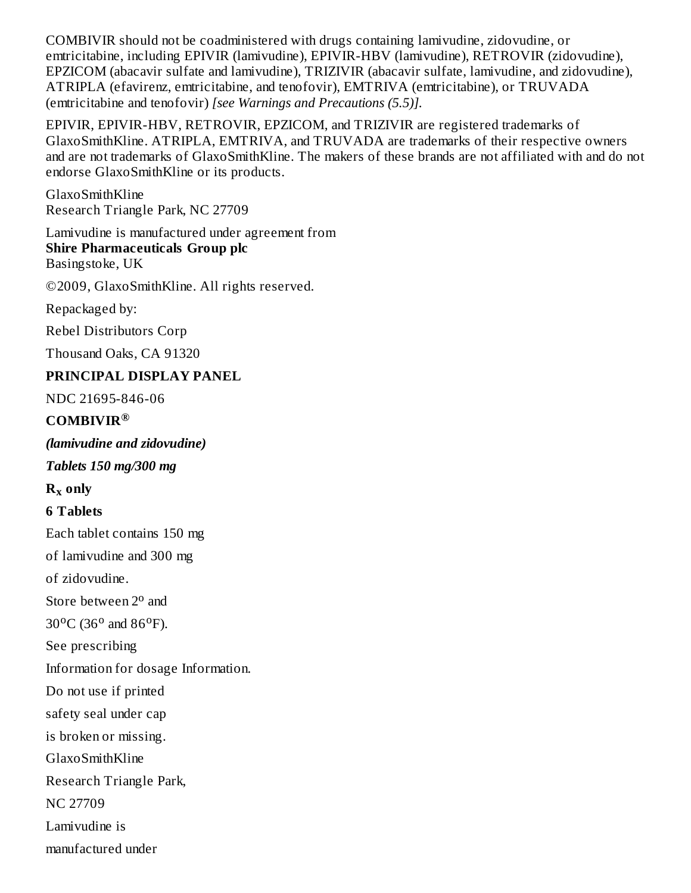COMBIVIR should not be coadministered with drugs containing lamivudine, zidovudine, or emtricitabine, including EPIVIR (lamivudine), EPIVIR-HBV (lamivudine), RETROVIR (zidovudine), EPZICOM (abacavir sulfate and lamivudine), TRIZIVIR (abacavir sulfate, lamivudine, and zidovudine), ATRIPLA (efavirenz, emtricitabine, and tenofovir), EMTRIVA (emtricitabine), or TRUVADA (emtricitabine and tenofovir) *[see Warnings and Precautions (5.5)].*

EPIVIR, EPIVIR-HBV, RETROVIR, EPZICOM, and TRIZIVIR are registered trademarks of GlaxoSmithKline. ATRIPLA, EMTRIVA, and TRUVADA are trademarks of their respective owners and are not trademarks of GlaxoSmithKline. The makers of these brands are not affiliated with and do not endorse GlaxoSmithKline or its products.

GlaxoSmithKline
Research Triangle Park, NC 27709

Lamivudine is manufactured under agreement from
**Shire Pharmaceuticals Group plc**
Basingstoke, UK

©2009, GlaxoSmithKline. All rights reserved.

Repackaged by:

Rebel Distributors Corp

Thousand Oaks, CA 91320

**PRINCIPAL DISPLAY PANEL**

NDC 21695-846-06

**COMBIVIR®**

***(lamivudine and zidovudine)***

***Tablets 150 mg/300 mg***

**$R_x$ only**

**6 Tablets**

Each tablet contains 150 mg

of lamivudine and 300 mg

of zidovudine.

Store between 2$^{o}$ and

30$^{o}$C (36$^{o}$ and 86$^{o}$F).

See prescribing

Information for dosage Information.

Do not use if printed

safety seal under cap

is broken or missing.

GlaxoSmithKline

Research Triangle Park,

NC 27709

Lamivudine is

manufactured under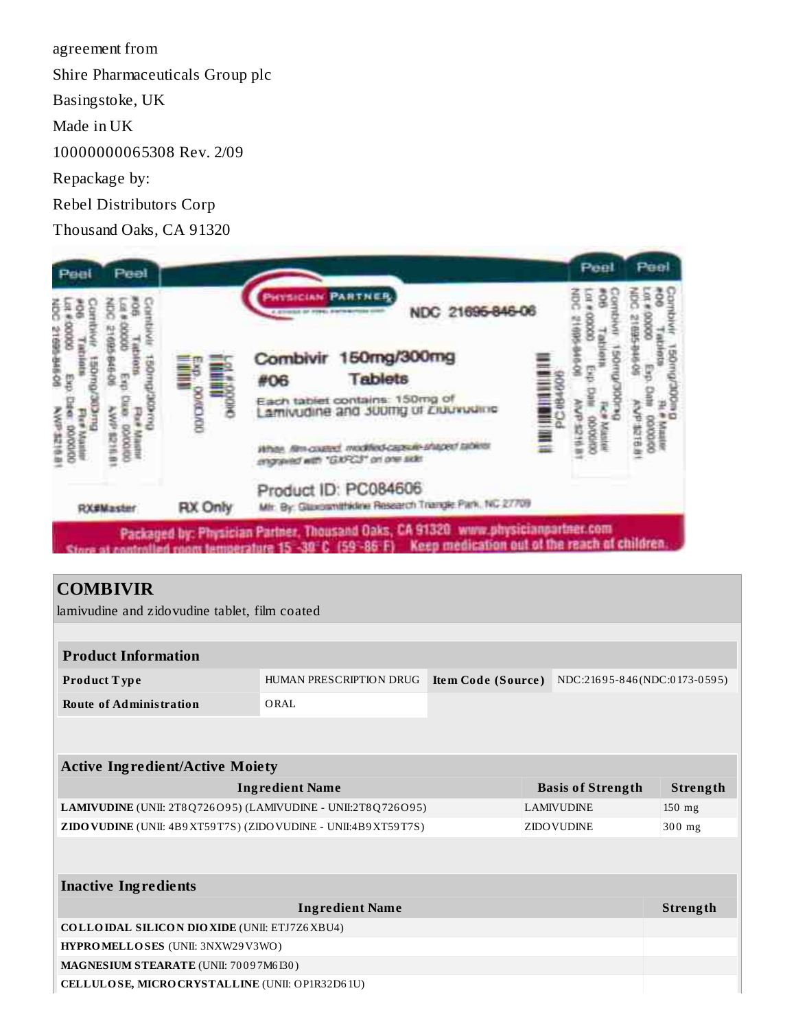agreement from

Shire Pharmaceuticals Group plc

Basingstoke, UK

Made in UK

10000000065308 Rev. 2/09

Repackage by:

Rebel Distributors Corp

Thousand Oaks, CA 91320

Peel Peel

PHYSICIAN PARTNER

NDC 21695-846-06

Combivir 150mg/300mg
#06 Tablets

Each tablet contains: 150mg of Lamivudine and 300mg of Zidovudine

White, film-coated, modified-capsule-shaped tablets engraved with "GXFC3" on one side

Product ID: PC084606

Mfr. By: Glaxosmithkline Research Triangle Park, NC 27709

RX#Master

RX Only

Packaged by: Physician Partner, Thousand Oaks, CA 91320 www.physicianpartner.com

Store at controlled room temperature 15°-30°C (59°-86°F) Keep medication out of the reach of children.

## COMBIVIR

lamivudine and zidovudine tablet, film coated

| Product Information | | | |
|---|---|---|---|
| **Product Type** | HUMAN PRESCRIPTION DRUG | **Item Code (Source)** | NDC:21695-846(NDC:0173-0595) |
| **Route of Administration** | ORAL | | |

| Active Ingredient/Active Moiety | | |
|---|---|---|
| **Ingredient Name** | **Basis of Strength** | **Strength** |
| **LAMIVUDINE** (UNII: 2T8Q726O95) (LAMIVUDINE - UNII:2T8Q726O95) | LAMIVUDINE | 150 mg |
| **ZIDOVUDINE** (UNII: 4B9XT59T7S) (ZIDOVUDINE - UNII:4B9XT59T7S) | ZIDOVUDINE | 300 mg |

| Inactive Ingredients | |
|---|---|
| **Ingredient Name** | **Strength** |
| **COLLOIDAL SILICON DIOXIDE** (UNII: ETJ7Z6XBU4) | |
| **HYPROMELLOSES** (UNII: 3NXW29V3WO) | |
| **MAGNESIUM STEARATE** (UNII: 70097M6I30) | |
| **CELLULOSE, MICROCRYSTALLINE** (UNII: OP1R32D61U) | |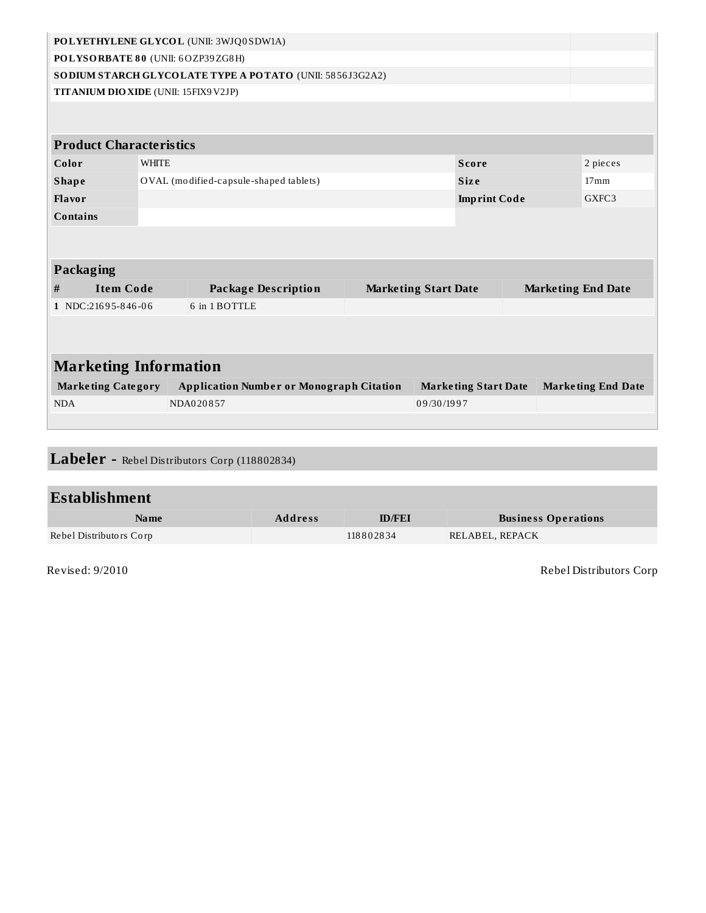| | |
|---|---|
| **POLYETHYLENE GLYCOL** (UNII: 3WJQ0SDW1A) | |
| **POLYSORBATE 80** (UNII: 6OZP39ZG8H) | |
| **SODIUM STARCH GLYCOLATE TYPE A POTATO** (UNII: 5856J3G2A2) | |
| **TITANIUM DIOXIDE** (UNII: 15FIX9V2JP) | |

| **Product Characteristics** | | | |
|---|---|---|---|
| **Color** | WHITE | **Score** | 2 pieces |
| **Shape** | OVAL (modified-capsule-shaped tablets) | **Size** | 17mm |
| **Flavor** | | **Imprint Code** | GXFC3 |
| **Contains** | | | |

**Packaging**

| # | Item Code | Package Description | Marketing Start Date | Marketing End Date |
|---|---|---|---|---|
| 1 | NDC:21695-846-06 | 6 in 1 BOTTLE | | |

**Marketing Information**

| Marketing Category | Application Number or Monograph Citation | Marketing Start Date | Marketing End Date |
|---|---|---|---|
| NDA | NDA020857 | 09/30/1997 | |

## Labeler - Rebel Distributors Corp (118802834)

## Establishment

| Name | Address | ID/FEI | Business Operations |
|---|---|---|---|
| Rebel Distributors Corp | | 118802834 | RELABEL, REPACK |

Revised: 9/2010

Rebel Distributors Corp